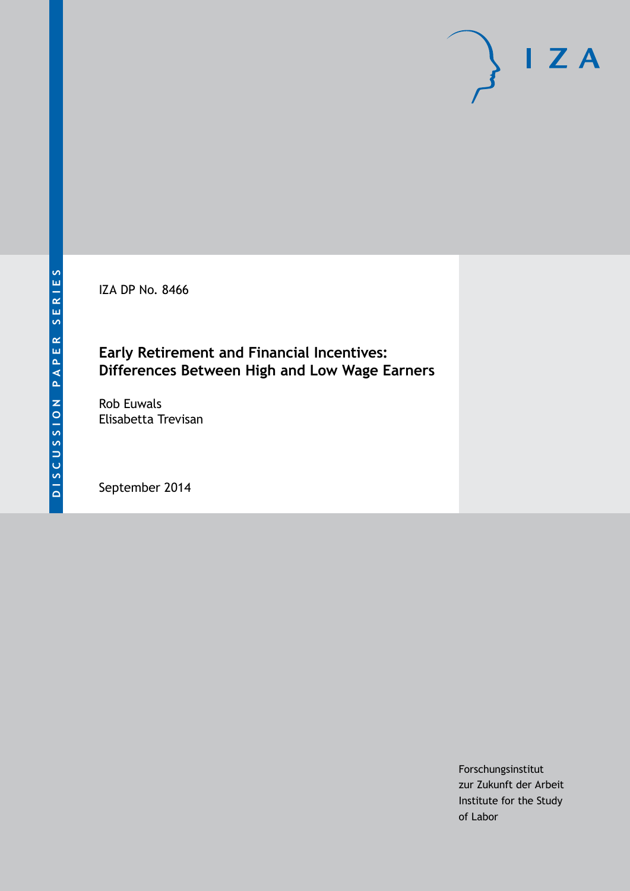DISCUSSION PAPER SERIES

IZA

IZA DP No. 8466

# Early Retirement and Financial Incentives: Differences Between High and Low Wage Earners

Rob Euwals
Elisabetta Trevisan

September 2014

Forschungsinstitut
zur Zukunft der Arbeit
Institute for the Study
of Labor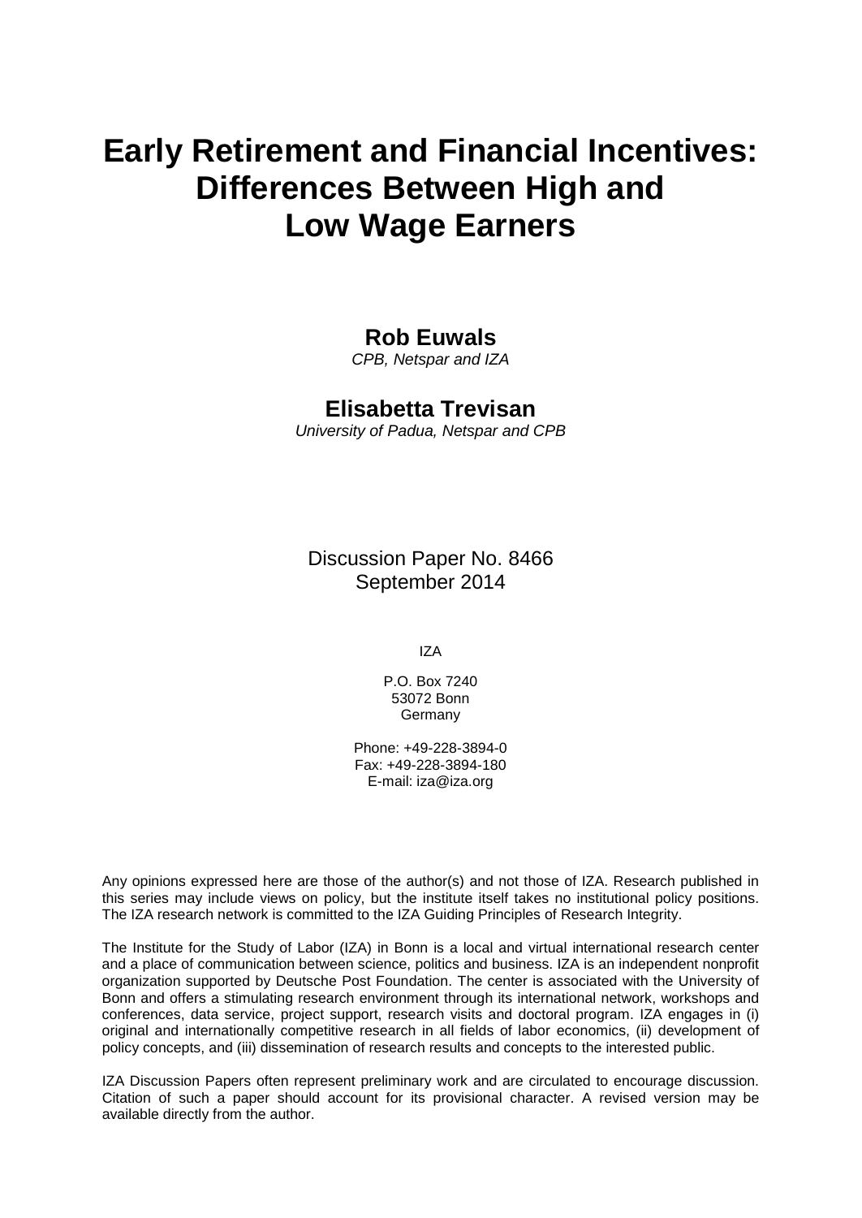# Early Retirement and Financial Incentives: Differences Between High and Low Wage Earners

**Rob Euwals**
*CPB, Netspar and IZA*

**Elisabetta Trevisan**
*University of Padua, Netspar and CPB*

Discussion Paper No. 8466
September 2014

IZA

P.O. Box 7240
53072 Bonn
Germany

Phone: +49-228-3894-0
Fax: +49-228-3894-180
E-mail: iza@iza.org

Any opinions expressed here are those of the author(s) and not those of IZA. Research published in this series may include views on policy, but the institute itself takes no institutional policy positions. The IZA research network is committed to the IZA Guiding Principles of Research Integrity.

The Institute for the Study of Labor (IZA) in Bonn is a local and virtual international research center and a place of communication between science, politics and business. IZA is an independent nonprofit organization supported by Deutsche Post Foundation. The center is associated with the University of Bonn and offers a stimulating research environment through its international network, workshops and conferences, data service, project support, research visits and doctoral program. IZA engages in (i) original and internationally competitive research in all fields of labor economics, (ii) development of policy concepts, and (iii) dissemination of research results and concepts to the interested public.

IZA Discussion Papers often represent preliminary work and are circulated to encourage discussion. Citation of such a paper should account for its provisional character. A revised version may be available directly from the author.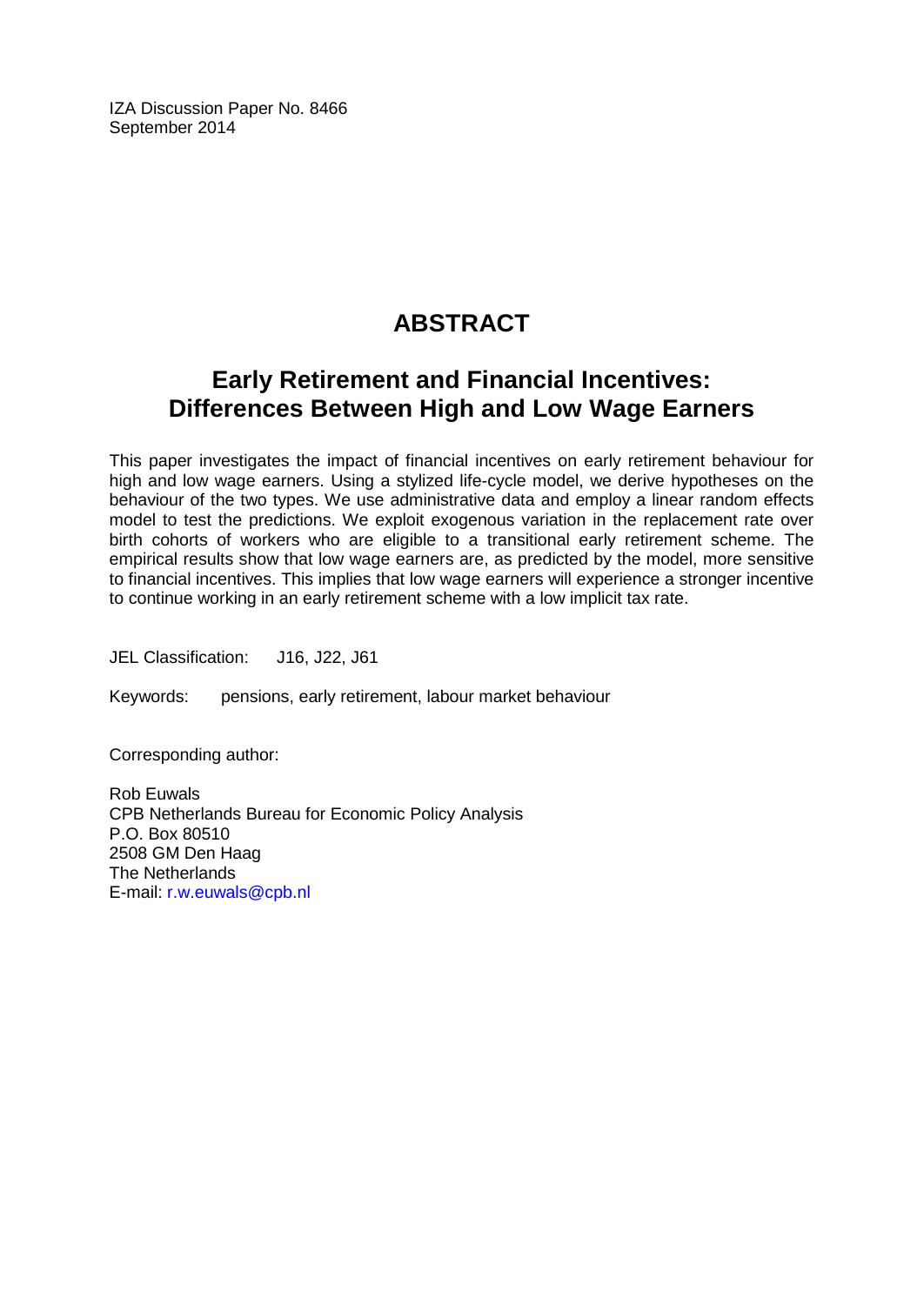IZA Discussion Paper No. 8466
September 2014

# ABSTRACT

## Early Retirement and Financial Incentives: Differences Between High and Low Wage Earners

This paper investigates the impact of financial incentives on early retirement behaviour for high and low wage earners. Using a stylized life-cycle model, we derive hypotheses on the behaviour of the two types. We use administrative data and employ a linear random effects model to test the predictions. We exploit exogenous variation in the replacement rate over birth cohorts of workers who are eligible to a transitional early retirement scheme. The empirical results show that low wage earners are, as predicted by the model, more sensitive to financial incentives. This implies that low wage earners will experience a stronger incentive to continue working in an early retirement scheme with a low implicit tax rate.

JEL Classification: J16, J22, J61

Keywords: pensions, early retirement, labour market behaviour

Corresponding author:

Rob Euwals
CPB Netherlands Bureau for Economic Policy Analysis
P.O. Box 80510
2508 GM Den Haag
The Netherlands
E-mail: r.w.euwals@cpb.nl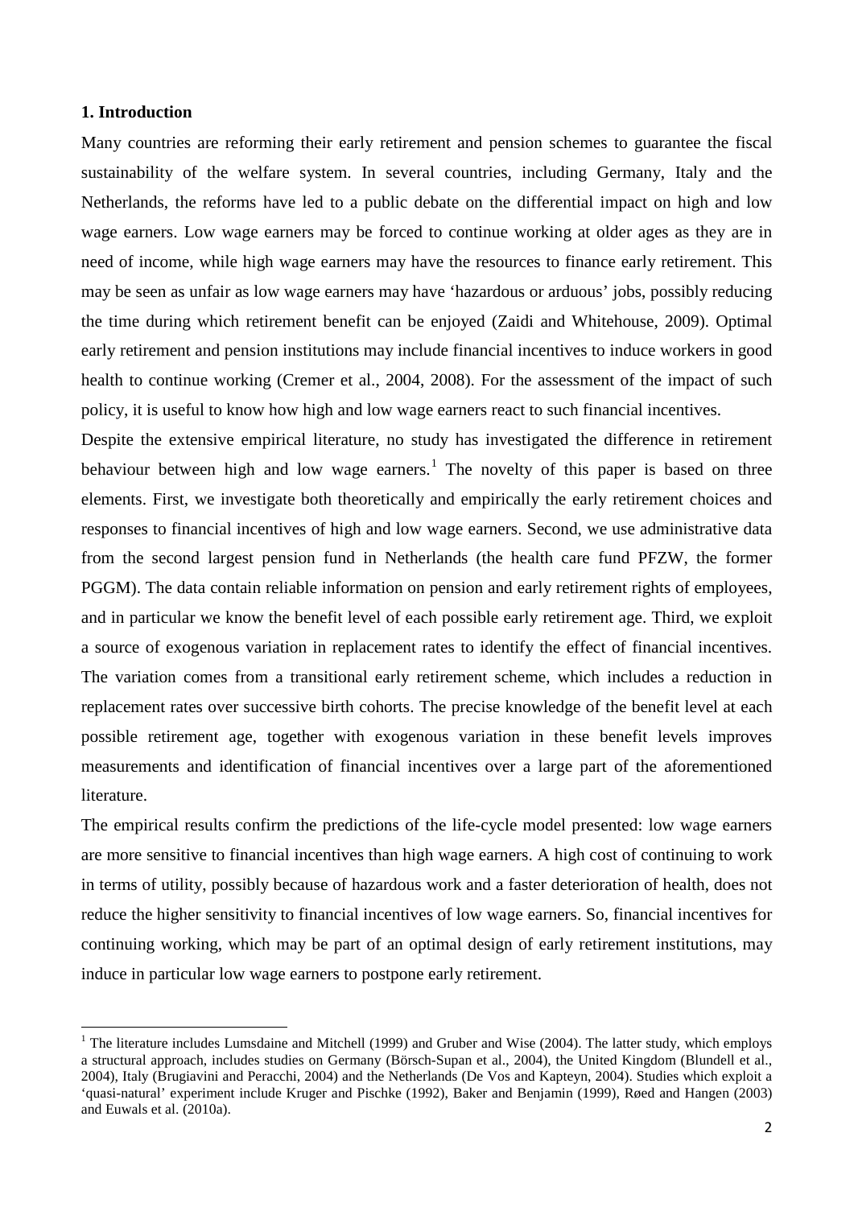## 1. Introduction

Many countries are reforming their early retirement and pension schemes to guarantee the fiscal sustainability of the welfare system. In several countries, including Germany, Italy and the Netherlands, the reforms have led to a public debate on the differential impact on high and low wage earners. Low wage earners may be forced to continue working at older ages as they are in need of income, while high wage earners may have the resources to finance early retirement. This may be seen as unfair as low wage earners may have 'hazardous or arduous' jobs, possibly reducing the time during which retirement benefit can be enjoyed (Zaidi and Whitehouse, 2009). Optimal early retirement and pension institutions may include financial incentives to induce workers in good health to continue working (Cremer et al., 2004, 2008). For the assessment of the impact of such policy, it is useful to know how high and low wage earners react to such financial incentives.

Despite the extensive empirical literature, no study has investigated the difference in retirement behaviour between high and low wage earners.[1] The novelty of this paper is based on three elements. First, we investigate both theoretically and empirically the early retirement choices and responses to financial incentives of high and low wage earners. Second, we use administrative data from the second largest pension fund in Netherlands (the health care fund PFZW, the former PGGM). The data contain reliable information on pension and early retirement rights of employees, and in particular we know the benefit level of each possible early retirement age. Third, we exploit a source of exogenous variation in replacement rates to identify the effect of financial incentives. The variation comes from a transitional early retirement scheme, which includes a reduction in replacement rates over successive birth cohorts. The precise knowledge of the benefit level at each possible retirement age, together with exogenous variation in these benefit levels improves measurements and identification of financial incentives over a large part of the aforementioned literature.

The empirical results confirm the predictions of the life-cycle model presented: low wage earners are more sensitive to financial incentives than high wage earners. A high cost of continuing to work in terms of utility, possibly because of hazardous work and a faster deterioration of health, does not reduce the higher sensitivity to financial incentives of low wage earners. So, financial incentives for continuing working, which may be part of an optimal design of early retirement institutions, may induce in particular low wage earners to postpone early retirement.

[1] The literature includes Lumsdaine and Mitchell (1999) and Gruber and Wise (2004). The latter study, which employs a structural approach, includes studies on Germany (Börsch-Supan et al., 2004), the United Kingdom (Blundell et al., 2004), Italy (Brugiavini and Peracchi, 2004) and the Netherlands (De Vos and Kapteyn, 2004). Studies which exploit a 'quasi-natural' experiment include Kruger and Pischke (1992), Baker and Benjamin (1999), Røed and Hangen (2003) and Euwals et al. (2010a).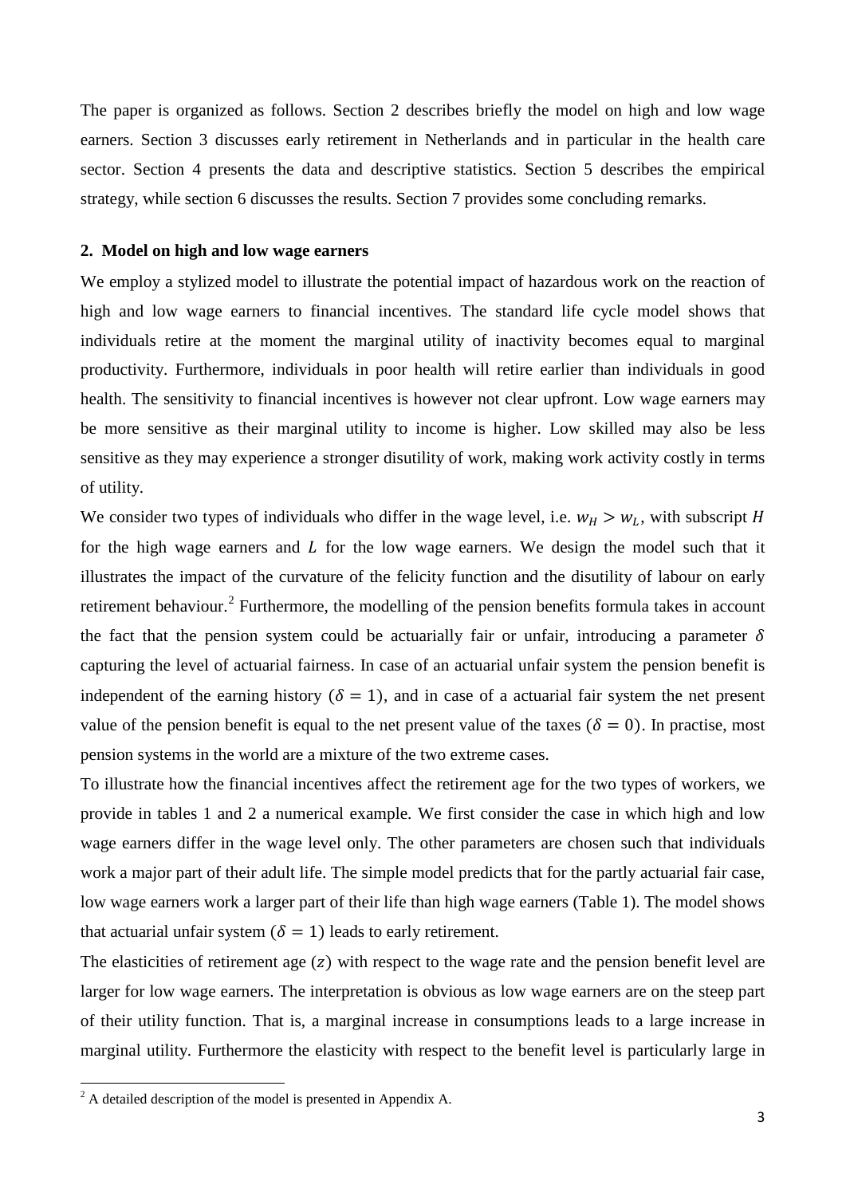The paper is organized as follows. Section 2 describes briefly the model on high and low wage earners. Section 3 discusses early retirement in Netherlands and in particular in the health care sector. Section 4 presents the data and descriptive statistics. Section 5 describes the empirical strategy, while section 6 discusses the results. Section 7 provides some concluding remarks.

## 2. Model on high and low wage earners

We employ a stylized model to illustrate the potential impact of hazardous work on the reaction of high and low wage earners to financial incentives. The standard life cycle model shows that individuals retire at the moment the marginal utility of inactivity becomes equal to marginal productivity. Furthermore, individuals in poor health will retire earlier than individuals in good health. The sensitivity to financial incentives is however not clear upfront. Low wage earners may be more sensitive as their marginal utility to income is higher. Low skilled may also be less sensitive as they may experience a stronger disutility of work, making work activity costly in terms of utility.

We consider two types of individuals who differ in the wage level, i.e. $w_H > w_L$, with subscript $H$ for the high wage earners and $L$ for the low wage earners. We design the model such that it illustrates the impact of the curvature of the felicity function and the disutility of labour on early retirement behaviour.[2] Furthermore, the modelling of the pension benefits formula takes in account the fact that the pension system could be actuarially fair or unfair, introducing a parameter $\delta$ capturing the level of actuarial fairness. In case of an actuarial unfair system the pension benefit is independent of the earning history ($\delta = 1$), and in case of a actuarial fair system the net present value of the pension benefit is equal to the net present value of the taxes ($\delta = 0$). In practise, most pension systems in the world are a mixture of the two extreme cases.

To illustrate how the financial incentives affect the retirement age for the two types of workers, we provide in tables 1 and 2 a numerical example. We first consider the case in which high and low wage earners differ in the wage level only. The other parameters are chosen such that individuals work a major part of their adult life. The simple model predicts that for the partly actuarial fair case, low wage earners work a larger part of their life than high wage earners (Table 1). The model shows that actuarial unfair system ($\delta = 1$) leads to early retirement.

The elasticities of retirement age ($z$) with respect to the wage rate and the pension benefit level are larger for low wage earners. The interpretation is obvious as low wage earners are on the steep part of their utility function. That is, a marginal increase in consumptions leads to a large increase in marginal utility. Furthermore the elasticity with respect to the benefit level is particularly large in

[2] A detailed description of the model is presented in Appendix A.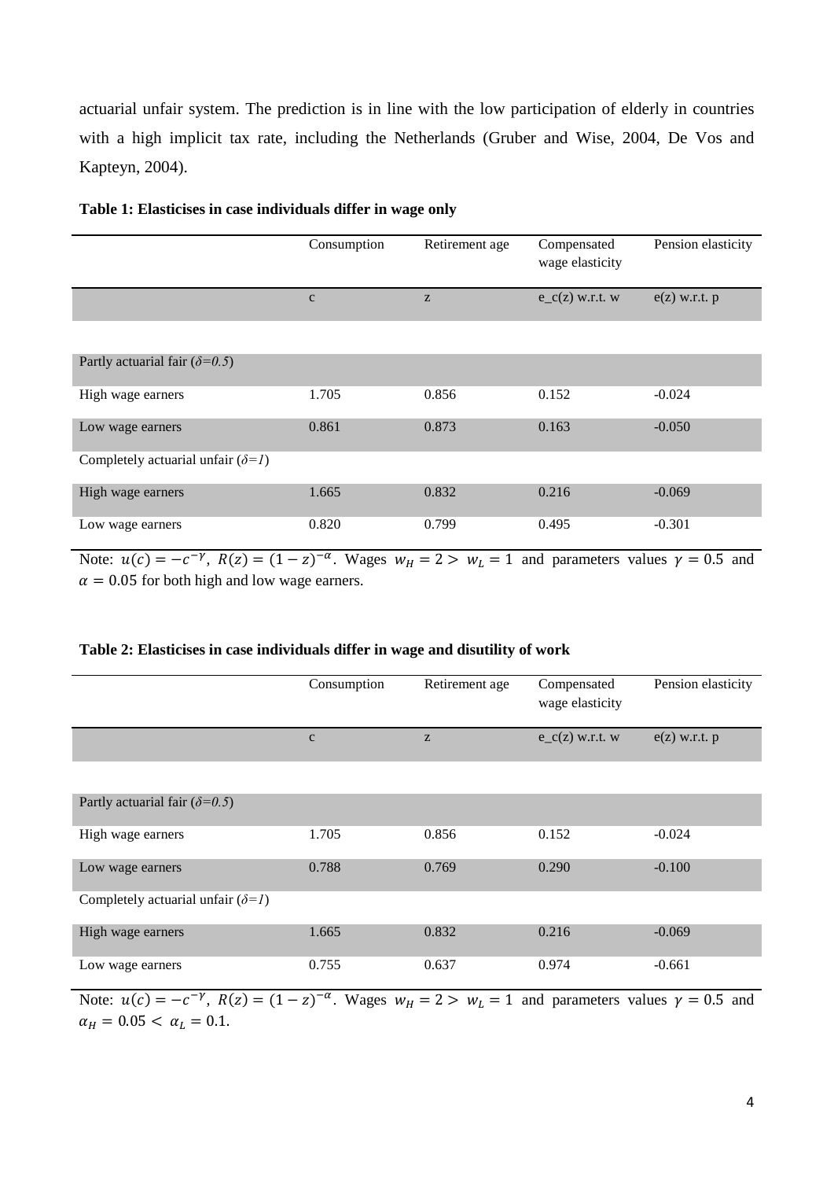actuarial unfair system. The prediction is in line with the low participation of elderly in countries with a high implicit tax rate, including the Netherlands (Gruber and Wise, 2004, De Vos and Kapteyn, 2004).

**Table 1: Elasticises in case individuals differ in wage only**

| | Consumption | Retirement age | Compensated wage elasticity | Pension elasticity |
|---|---|---|---|---|
| | c | z | e_c(z) w.r.t. w | e(z) w.r.t. p |
| Partly actuarial fair (*δ=0.5*) | | | | |
| High wage earners | 1.705 | 0.856 | 0.152 | -0.024 |
| Low wage earners | 0.861 | 0.873 | 0.163 | -0.050 |
| Completely actuarial unfair (*δ=1*) | | | | |
| High wage earners | 1.665 | 0.832 | 0.216 | -0.069 |
| Low wage earners | 0.820 | 0.799 | 0.495 | -0.301 |

Note: $u(c) = -c^{-\gamma}$, $R(z) = (1-z)^{-\alpha}$. Wages $w_H = 2 > w_L = 1$ and parameters values $\gamma = 0.5$ and $\alpha = 0.05$ for both high and low wage earners.

**Table 2: Elasticises in case individuals differ in wage and disutility of work**

| | Consumption | Retirement age | Compensated wage elasticity | Pension elasticity |
|---|---|---|---|---|
| | c | z | e_c(z) w.r.t. w | e(z) w.r.t. p |
| Partly actuarial fair (*δ=0.5*) | | | | |
| High wage earners | 1.705 | 0.856 | 0.152 | -0.024 |
| Low wage earners | 0.788 | 0.769 | 0.290 | -0.100 |
| Completely actuarial unfair (*δ=1*) | | | | |
| High wage earners | 1.665 | 0.832 | 0.216 | -0.069 |
| Low wage earners | 0.755 | 0.637 | 0.974 | -0.661 |

Note: $u(c) = -c^{-\gamma}$, $R(z) = (1-z)^{-\alpha}$. Wages $w_H = 2 > w_L = 1$ and parameters values $\gamma = 0.5$ and $\alpha_H = 0.05 < \alpha_L = 0.1$.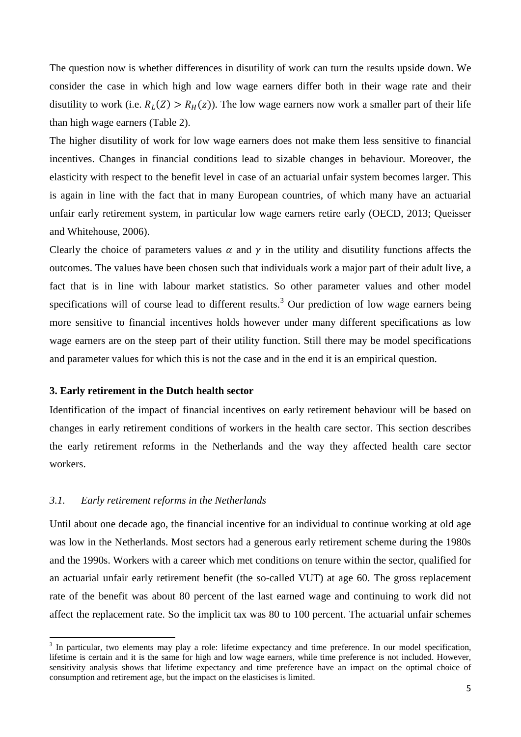The question now is whether differences in disutility of work can turn the results upside down. We consider the case in which high and low wage earners differ both in their wage rate and their disutility to work (i.e. $R_L(Z) > R_H(z)$). The low wage earners now work a smaller part of their life than high wage earners (Table 2).

The higher disutility of work for low wage earners does not make them less sensitive to financial incentives. Changes in financial conditions lead to sizable changes in behaviour. Moreover, the elasticity with respect to the benefit level in case of an actuarial unfair system becomes larger. This is again in line with the fact that in many European countries, of which many have an actuarial unfair early retirement system, in particular low wage earners retire early (OECD, 2013; Queisser and Whitehouse, 2006).

Clearly the choice of parameters values $\alpha$ and $\gamma$ in the utility and disutility functions affects the outcomes. The values have been chosen such that individuals work a major part of their adult live, a fact that is in line with labour market statistics. So other parameter values and other model specifications will of course lead to different results.[3] Our prediction of low wage earners being more sensitive to financial incentives holds however under many different specifications as low wage earners are on the steep part of their utility function. Still there may be model specifications and parameter values for which this is not the case and in the end it is an empirical question.

## 3. Early retirement in the Dutch health sector

Identification of the impact of financial incentives on early retirement behaviour will be based on changes in early retirement conditions of workers in the health care sector. This section describes the early retirement reforms in the Netherlands and the way they affected health care sector workers.

### *3.1. Early retirement reforms in the Netherlands*

Until about one decade ago, the financial incentive for an individual to continue working at old age was low in the Netherlands. Most sectors had a generous early retirement scheme during the 1980s and the 1990s. Workers with a career which met conditions on tenure within the sector, qualified for an actuarial unfair early retirement benefit (the so-called VUT) at age 60. The gross replacement rate of the benefit was about 80 percent of the last earned wage and continuing to work did not affect the replacement rate. So the implicit tax was 80 to 100 percent. The actuarial unfair schemes

[3] In particular, two elements may play a role: lifetime expectancy and time preference. In our model specification, lifetime is certain and it is the same for high and low wage earners, while time preference is not included. However, sensitivity analysis shows that lifetime expectancy and time preference have an impact on the optimal choice of consumption and retirement age, but the impact on the elasticises is limited.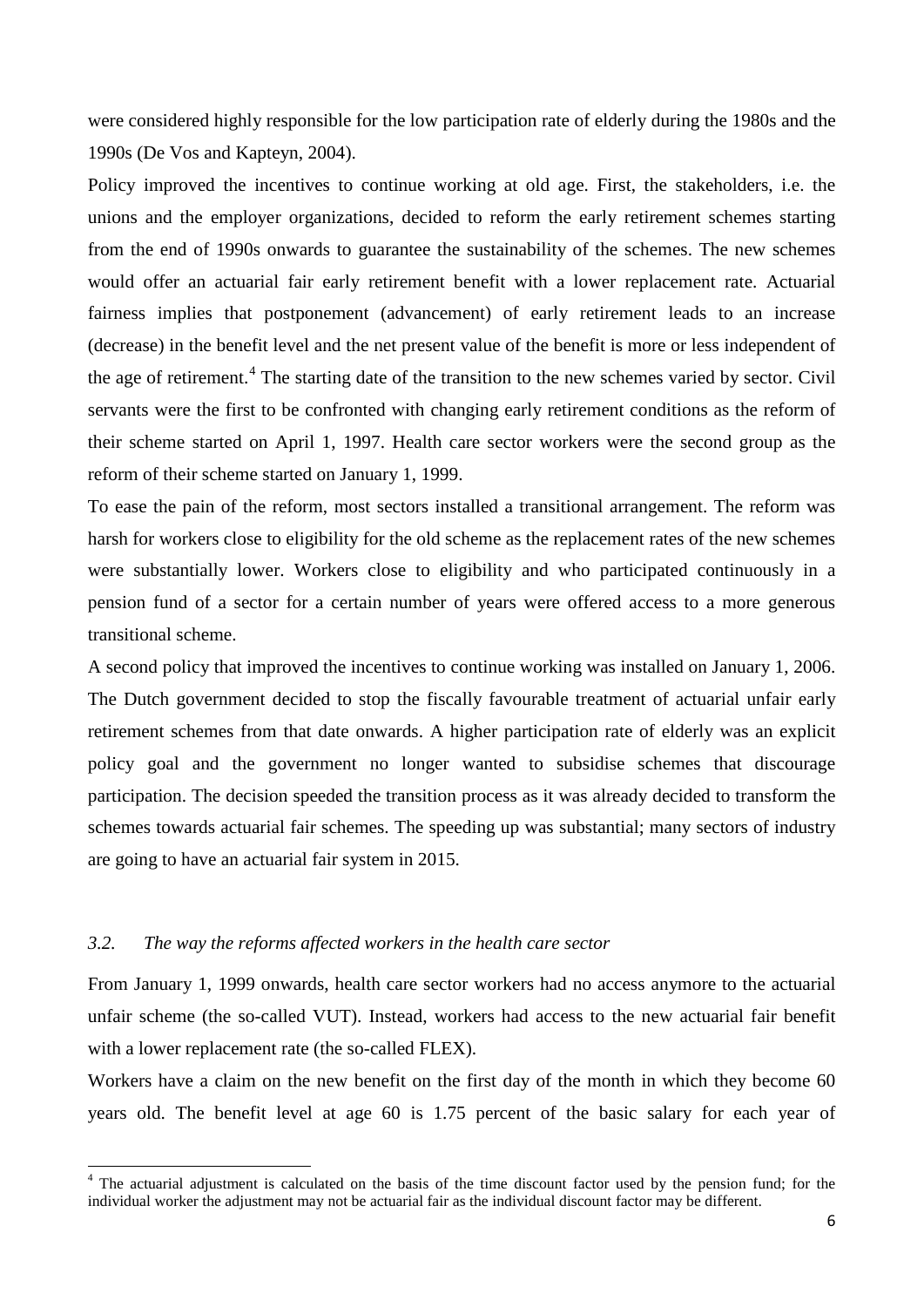were considered highly responsible for the low participation rate of elderly during the 1980s and the 1990s (De Vos and Kapteyn, 2004).

Policy improved the incentives to continue working at old age. First, the stakeholders, i.e. the unions and the employer organizations, decided to reform the early retirement schemes starting from the end of 1990s onwards to guarantee the sustainability of the schemes. The new schemes would offer an actuarial fair early retirement benefit with a lower replacement rate. Actuarial fairness implies that postponement (advancement) of early retirement leads to an increase (decrease) in the benefit level and the net present value of the benefit is more or less independent of the age of retirement.[4] The starting date of the transition to the new schemes varied by sector. Civil servants were the first to be confronted with changing early retirement conditions as the reform of their scheme started on April 1, 1997. Health care sector workers were the second group as the reform of their scheme started on January 1, 1999.

To ease the pain of the reform, most sectors installed a transitional arrangement. The reform was harsh for workers close to eligibility for the old scheme as the replacement rates of the new schemes were substantially lower. Workers close to eligibility and who participated continuously in a pension fund of a sector for a certain number of years were offered access to a more generous transitional scheme.

A second policy that improved the incentives to continue working was installed on January 1, 2006. The Dutch government decided to stop the fiscally favourable treatment of actuarial unfair early retirement schemes from that date onwards. A higher participation rate of elderly was an explicit policy goal and the government no longer wanted to subsidise schemes that discourage participation. The decision speeded the transition process as it was already decided to transform the schemes towards actuarial fair schemes. The speeding up was substantial; many sectors of industry are going to have an actuarial fair system in 2015.

### *3.2. The way the reforms affected workers in the health care sector*

From January 1, 1999 onwards, health care sector workers had no access anymore to the actuarial unfair scheme (the so-called VUT). Instead, workers had access to the new actuarial fair benefit with a lower replacement rate (the so-called FLEX).

Workers have a claim on the new benefit on the first day of the month in which they become 60 years old. The benefit level at age 60 is 1.75 percent of the basic salary for each year of

---

[4] The actuarial adjustment is calculated on the basis of the time discount factor used by the pension fund; for the individual worker the adjustment may not be actuarial fair as the individual discount factor may be different.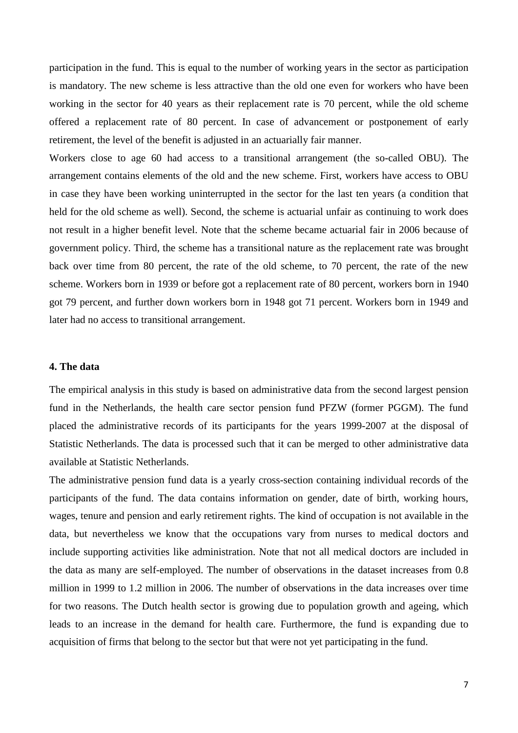participation in the fund. This is equal to the number of working years in the sector as participation is mandatory. The new scheme is less attractive than the old one even for workers who have been working in the sector for 40 years as their replacement rate is 70 percent, while the old scheme offered a replacement rate of 80 percent. In case of advancement or postponement of early retirement, the level of the benefit is adjusted in an actuarially fair manner.

Workers close to age 60 had access to a transitional arrangement (the so-called OBU). The arrangement contains elements of the old and the new scheme. First, workers have access to OBU in case they have been working uninterrupted in the sector for the last ten years (a condition that held for the old scheme as well). Second, the scheme is actuarial unfair as continuing to work does not result in a higher benefit level. Note that the scheme became actuarial fair in 2006 because of government policy. Third, the scheme has a transitional nature as the replacement rate was brought back over time from 80 percent, the rate of the old scheme, to 70 percent, the rate of the new scheme. Workers born in 1939 or before got a replacement rate of 80 percent, workers born in 1940 got 79 percent, and further down workers born in 1948 got 71 percent. Workers born in 1949 and later had no access to transitional arrangement.

### 4. The data

The empirical analysis in this study is based on administrative data from the second largest pension fund in the Netherlands, the health care sector pension fund PFZW (former PGGM). The fund placed the administrative records of its participants for the years 1999-2007 at the disposal of Statistic Netherlands. The data is processed such that it can be merged to other administrative data available at Statistic Netherlands.

The administrative pension fund data is a yearly cross-section containing individual records of the participants of the fund. The data contains information on gender, date of birth, working hours, wages, tenure and pension and early retirement rights. The kind of occupation is not available in the data, but nevertheless we know that the occupations vary from nurses to medical doctors and include supporting activities like administration. Note that not all medical doctors are included in the data as many are self-employed. The number of observations in the dataset increases from 0.8 million in 1999 to 1.2 million in 2006. The number of observations in the data increases over time for two reasons. The Dutch health sector is growing due to population growth and ageing, which leads to an increase in the demand for health care. Furthermore, the fund is expanding due to acquisition of firms that belong to the sector but that were not yet participating in the fund.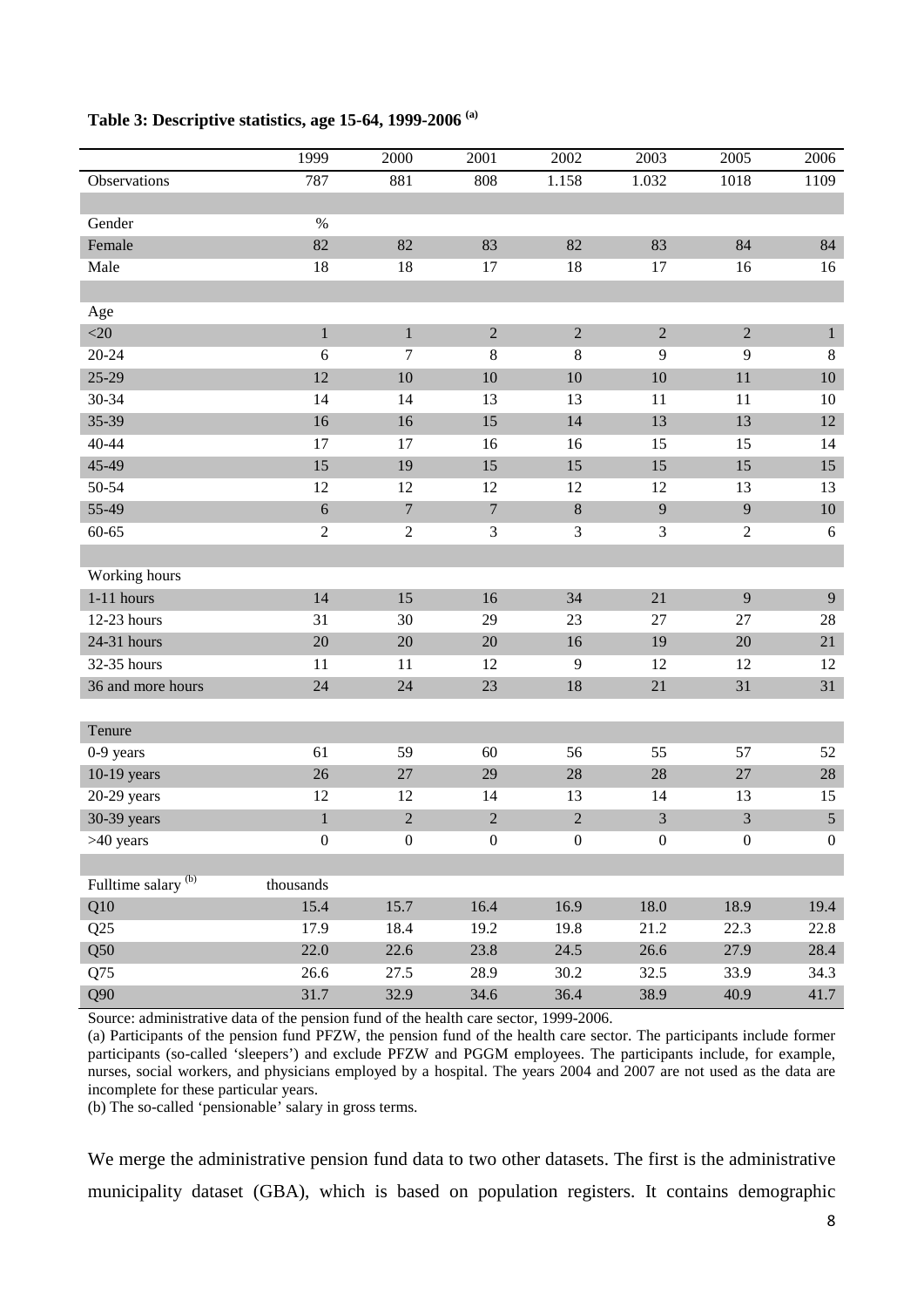**Table 3: Descriptive statistics, age 15-64, 1999-2006 [(a)]**

| | 1999 | 2000 | 2001 | 2002 | 2003 | 2005 | 2006 |
|---|---|---|---|---|---|---|---|
| Observations | 787 | 881 | 808 | 1.158 | 1.032 | 1018 | 1109 |
| | | | | | | | |
| Gender | % | | | | | | |
| Female | 82 | 82 | 83 | 82 | 83 | 84 | 84 |
| Male | 18 | 18 | 17 | 18 | 17 | 16 | 16 |
| | | | | | | | |
| Age | | | | | | | |
| <20 | 1 | 1 | 2 | 2 | 2 | 2 | 1 |
| 20-24 | 6 | 7 | 8 | 8 | 9 | 9 | 8 |
| 25-29 | 12 | 10 | 10 | 10 | 10 | 11 | 10 |
| 30-34 | 14 | 14 | 13 | 13 | 11 | 11 | 10 |
| 35-39 | 16 | 16 | 15 | 14 | 13 | 13 | 12 |
| 40-44 | 17 | 17 | 16 | 16 | 15 | 15 | 14 |
| 45-49 | 15 | 19 | 15 | 15 | 15 | 15 | 15 |
| 50-54 | 12 | 12 | 12 | 12 | 12 | 13 | 13 |
| 55-49 | 6 | 7 | 7 | 8 | 9 | 9 | 10 |
| 60-65 | 2 | 2 | 3 | 3 | 3 | 2 | 6 |
| | | | | | | | |
| Working hours | | | | | | | |
| 1-11 hours | 14 | 15 | 16 | 34 | 21 | 9 | 9 |
| 12-23 hours | 31 | 30 | 29 | 23 | 27 | 27 | 28 |
| 24-31 hours | 20 | 20 | 20 | 16 | 19 | 20 | 21 |
| 32-35 hours | 11 | 11 | 12 | 9 | 12 | 12 | 12 |
| 36 and more hours | 24 | 24 | 23 | 18 | 21 | 31 | 31 |
| | | | | | | | |
| Tenure | | | | | | | |
| 0-9 years | 61 | 59 | 60 | 56 | 55 | 57 | 52 |
| 10-19 years | 26 | 27 | 29 | 28 | 28 | 27 | 28 |
| 20-29 years | 12 | 12 | 14 | 13 | 14 | 13 | 15 |
| 30-39 years | 1 | 2 | 2 | 2 | 3 | 3 | 5 |
| >40 years | 0 | 0 | 0 | 0 | 0 | 0 | 0 |
| | | | | | | | |
| Fulltime salary [(b)] | thousands | | | | | | |
| Q10 | 15.4 | 15.7 | 16.4 | 16.9 | 18.0 | 18.9 | 19.4 |
| Q25 | 17.9 | 18.4 | 19.2 | 19.8 | 21.2 | 22.3 | 22.8 |
| Q50 | 22.0 | 22.6 | 23.8 | 24.5 | 26.6 | 27.9 | 28.4 |
| Q75 | 26.6 | 27.5 | 28.9 | 30.2 | 32.5 | 33.9 | 34.3 |
| Q90 | 31.7 | 32.9 | 34.6 | 36.4 | 38.9 | 40.9 | 41.7 |

Source: administrative data of the pension fund of the health care sector, 1999-2006.

(a) Participants of the pension fund PFZW, the pension fund of the health care sector. The participants include former participants (so-called 'sleepers') and exclude PFZW and PGGM employees. The participants include, for example, nurses, social workers, and physicians employed by a hospital. The years 2004 and 2007 are not used as the data are incomplete for these particular years.

(b) The so-called 'pensionable' salary in gross terms.

We merge the administrative pension fund data to two other datasets. The first is the administrative municipality dataset (GBA), which is based on population registers. It contains demographic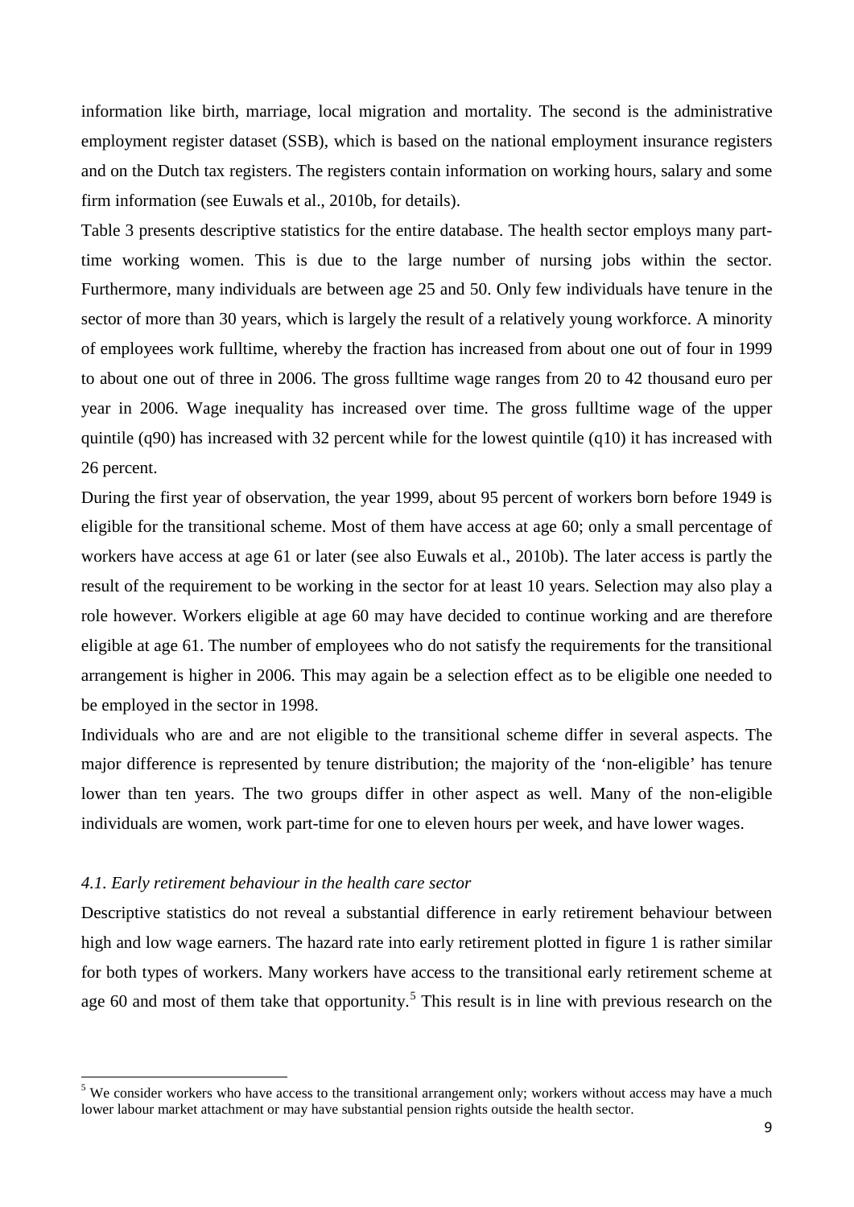information like birth, marriage, local migration and mortality. The second is the administrative employment register dataset (SSB), which is based on the national employment insurance registers and on the Dutch tax registers. The registers contain information on working hours, salary and some firm information (see Euwals et al., 2010b, for details).

Table 3 presents descriptive statistics for the entire database. The health sector employs many part-time working women. This is due to the large number of nursing jobs within the sector. Furthermore, many individuals are between age 25 and 50. Only few individuals have tenure in the sector of more than 30 years, which is largely the result of a relatively young workforce. A minority of employees work fulltime, whereby the fraction has increased from about one out of four in 1999 to about one out of three in 2006. The gross fulltime wage ranges from 20 to 42 thousand euro per year in 2006. Wage inequality has increased over time. The gross fulltime wage of the upper quintile (q90) has increased with 32 percent while for the lowest quintile (q10) it has increased with 26 percent.

During the first year of observation, the year 1999, about 95 percent of workers born before 1949 is eligible for the transitional scheme. Most of them have access at age 60; only a small percentage of workers have access at age 61 or later (see also Euwals et al., 2010b). The later access is partly the result of the requirement to be working in the sector for at least 10 years. Selection may also play a role however. Workers eligible at age 60 may have decided to continue working and are therefore eligible at age 61. The number of employees who do not satisfy the requirements for the transitional arrangement is higher in 2006. This may again be a selection effect as to be eligible one needed to be employed in the sector in 1998.

Individuals who are and are not eligible to the transitional scheme differ in several aspects. The major difference is represented by tenure distribution; the majority of the 'non-eligible' has tenure lower than ten years. The two groups differ in other aspect as well. Many of the non-eligible individuals are women, work part-time for one to eleven hours per week, and have lower wages.

### *4.1. Early retirement behaviour in the health care sector*

Descriptive statistics do not reveal a substantial difference in early retirement behaviour between high and low wage earners. The hazard rate into early retirement plotted in figure 1 is rather similar for both types of workers. Many workers have access to the transitional early retirement scheme at age 60 and most of them take that opportunity.[5] This result is in line with previous research on the

[5] We consider workers who have access to the transitional arrangement only; workers without access may have a much lower labour market attachment or may have substantial pension rights outside the health sector.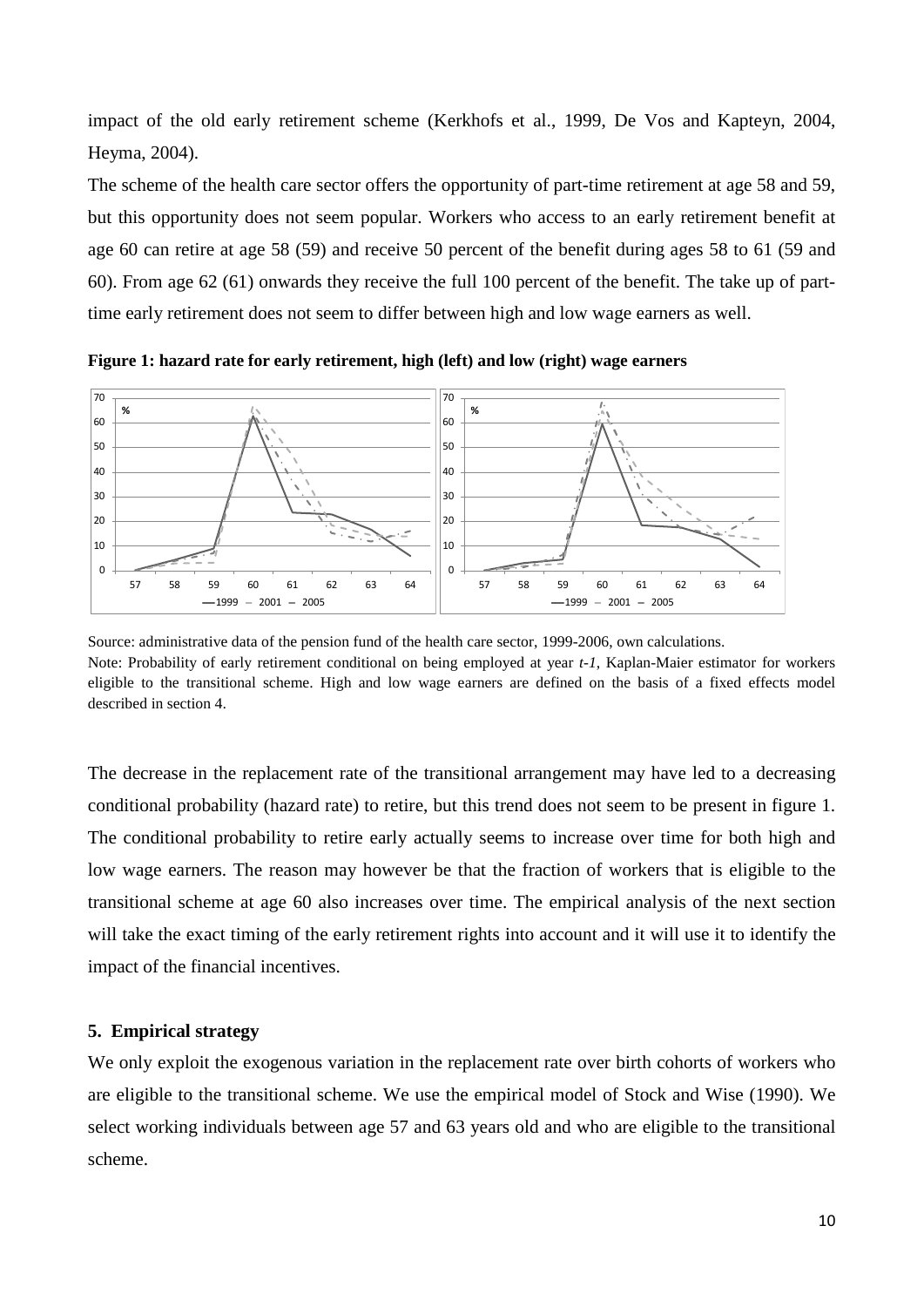impact of the old early retirement scheme (Kerkhofs et al., 1999, De Vos and Kapteyn, 2004, Heyma, 2004).

The scheme of the health care sector offers the opportunity of part-time retirement at age 58 and 59, but this opportunity does not seem popular. Workers who access to an early retirement benefit at age 60 can retire at age 58 (59) and receive 50 percent of the benefit during ages 58 to 61 (59 and 60). From age 62 (61) onwards they receive the full 100 percent of the benefit. The take up of part-time early retirement does not seem to differ between high and low wage earners as well.

**Figure 1: hazard rate for early retirement, high (left) and low (right) wage earners**

Source: administrative data of the pension fund of the health care sector, 1999-2006, own calculations.
Note: Probability of early retirement conditional on being employed at year *t-1*, Kaplan-Maier estimator for workers eligible to the transitional scheme. High and low wage earners are defined on the basis of a fixed effects model described in section 4.

The decrease in the replacement rate of the transitional arrangement may have led to a decreasing conditional probability (hazard rate) to retire, but this trend does not seem to be present in figure 1. The conditional probability to retire early actually seems to increase over time for both high and low wage earners. The reason may however be that the fraction of workers that is eligible to the transitional scheme at age 60 also increases over time. The empirical analysis of the next section will take the exact timing of the early retirement rights into account and it will use it to identify the impact of the financial incentives.

## 5. Empirical strategy

We only exploit the exogenous variation in the replacement rate over birth cohorts of workers who are eligible to the transitional scheme. We use the empirical model of Stock and Wise (1990). We select working individuals between age 57 and 63 years old and who are eligible to the transitional scheme.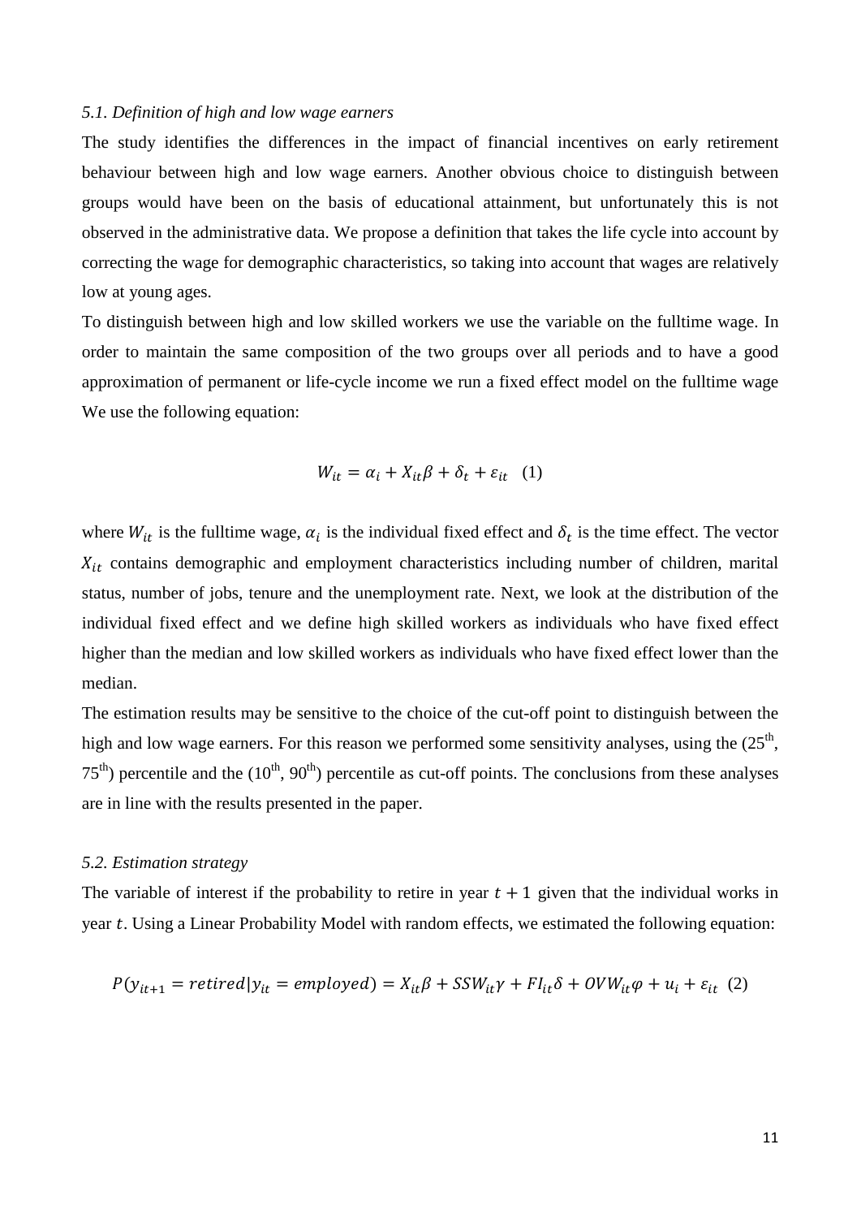*5.1. Definition of high and low wage earners*

The study identifies the differences in the impact of financial incentives on early retirement behaviour between high and low wage earners. Another obvious choice to distinguish between groups would have been on the basis of educational attainment, but unfortunately this is not observed in the administrative data. We propose a definition that takes the life cycle into account by correcting the wage for demographic characteristics, so taking into account that wages are relatively low at young ages.

To distinguish between high and low skilled workers we use the variable on the fulltime wage. In order to maintain the same composition of the two groups over all periods and to have a good approximation of permanent or life-cycle income we run a fixed effect model on the fulltime wage We use the following equation:

$$W_{it} = \alpha_i + X_{it}\beta + \delta_t + \varepsilon_{it} \quad (1)$$

where $W_{it}$ is the fulltime wage, $\alpha_i$ is the individual fixed effect and $\delta_t$ is the time effect. The vector $X_{it}$ contains demographic and employment characteristics including number of children, marital status, number of jobs, tenure and the unemployment rate. Next, we look at the distribution of the individual fixed effect and we define high skilled workers as individuals who have fixed effect higher than the median and low skilled workers as individuals who have fixed effect lower than the median.

The estimation results may be sensitive to the choice of the cut-off point to distinguish between the high and low wage earners. For this reason we performed some sensitivity analyses, using the ($25^{th}$, $75^{th}$) percentile and the ($10^{th}$, $90^{th}$) percentile as cut-off points. The conclusions from these analyses are in line with the results presented in the paper.

*5.2. Estimation strategy*

The variable of interest if the probability to retire in year $t+1$ given that the individual works in year $t$. Using a Linear Probability Model with random effects, we estimated the following equation:

$$P(y_{it+1} = retired | y_{it} = employed) = X_{it}\beta + SSW_{it}\gamma + FI_{it}\delta + OVW_{it}\varphi + u_i + \varepsilon_{it} \quad (2)$$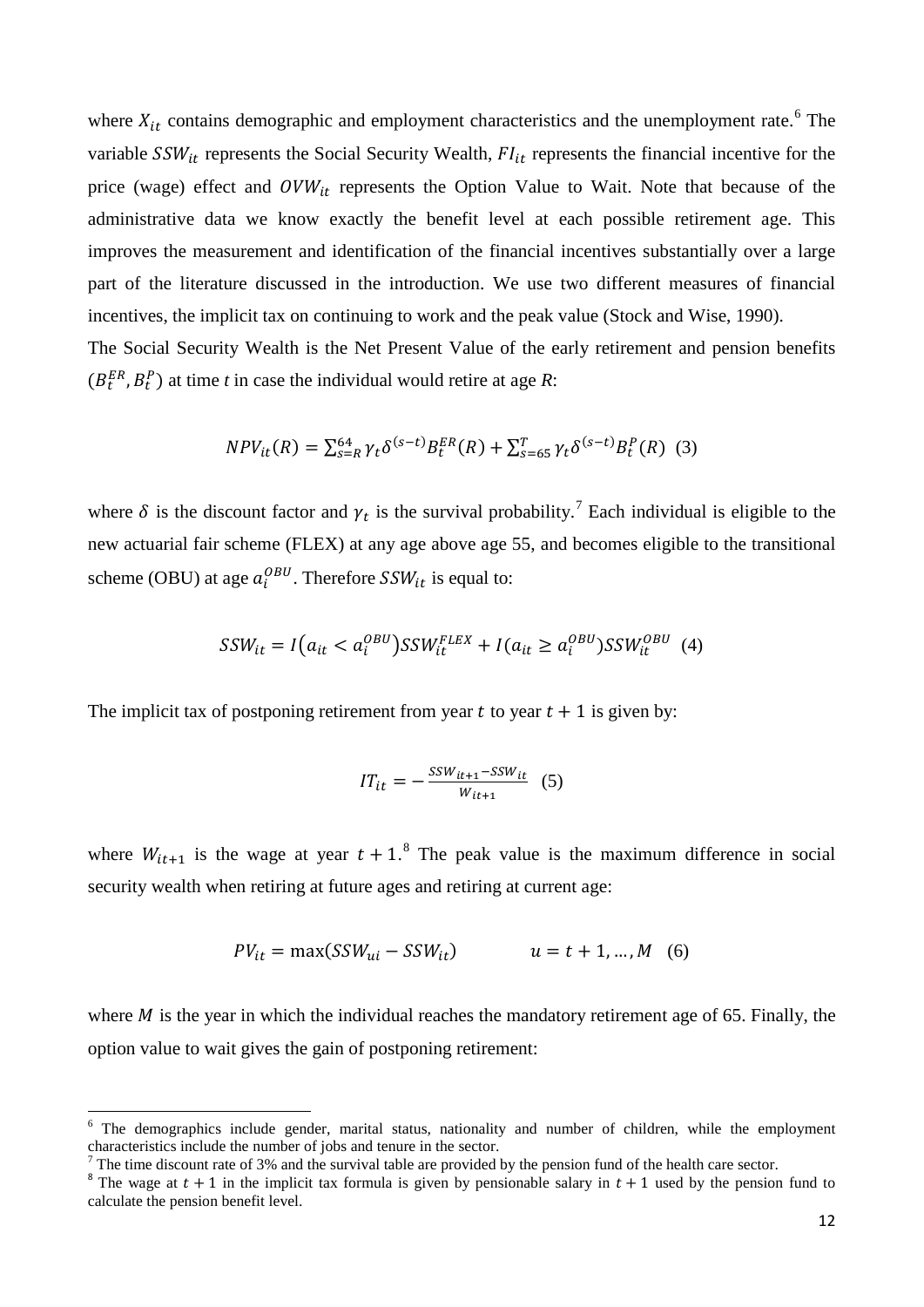where $X_{it}$ contains demographic and employment characteristics and the unemployment rate.[6] The variable $SSW_{it}$ represents the Social Security Wealth, $FI_{it}$ represents the financial incentive for the price (wage) effect and $OVW_{it}$ represents the Option Value to Wait. Note that because of the administrative data we know exactly the benefit level at each possible retirement age. This improves the measurement and identification of the financial incentives substantially over a large part of the literature discussed in the introduction. We use two different measures of financial incentives, the implicit tax on continuing to work and the peak value (Stock and Wise, 1990).

The Social Security Wealth is the Net Present Value of the early retirement and pension benefits $(B_t^{ER}, B_t^P)$ at time *t* in case the individual would retire at age *R*:

$$NPV_{it}(R) = \sum_{s=R}^{64} \gamma_t \delta^{(s-t)} B_t^{ER}(R) + \sum_{s=65}^{T} \gamma_t \delta^{(s-t)} B_t^P(R) \quad (3)$$

where $\delta$ is the discount factor and $\gamma_t$ is the survival probability.[7] Each individual is eligible to the new actuarial fair scheme (FLEX) at any age above age 55, and becomes eligible to the transitional scheme (OBU) at age $a_i^{OBU}$. Therefore $SSW_{it}$ is equal to:

$$SSW_{it} = I\left(a_{it} < a_i^{OBU}\right) SSW_{it}^{FLEX} + I\left(a_{it} \geq a_i^{OBU}\right) SSW_{it}^{OBU} \quad (4)$$

The implicit tax of postponing retirement from year $t$ to year $t+1$ is given by:

$$IT_{it} = -\frac{SSW_{it+1} - SSW_{it}}{W_{it+1}} \quad (5)$$

where $W_{it+1}$ is the wage at year $t+1$.[8] The peak value is the maximum difference in social security wealth when retiring at future ages and retiring at current age:

$$PV_{it} = \max(SSW_{ui} - SSW_{it}) \qquad u = t+1, \ldots, M \quad (6)$$

where $M$ is the year in which the individual reaches the mandatory retirement age of 65. Finally, the option value to wait gives the gain of postponing retirement:

---

[6] The demographics include gender, marital status, nationality and number of children, while the employment characteristics include the number of jobs and tenure in the sector.

[7] The time discount rate of 3% and the survival table are provided by the pension fund of the health care sector.

[8] The wage at $t+1$ in the implicit tax formula is given by pensionable salary in $t+1$ used by the pension fund to calculate the pension benefit level.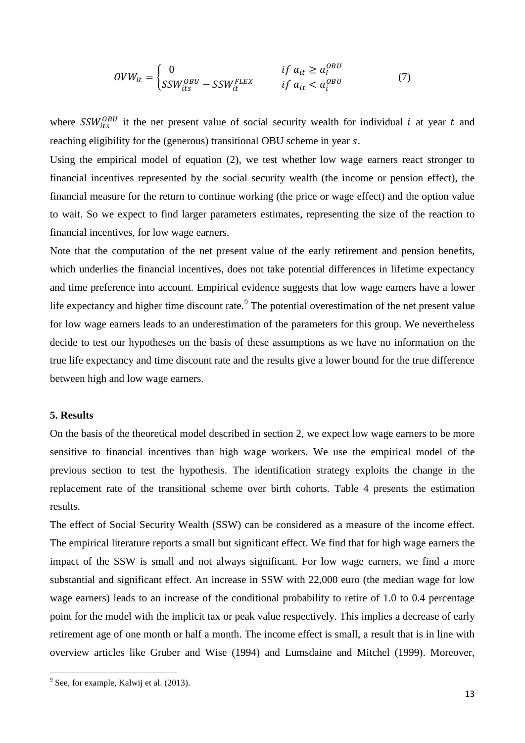$$OVW_{it} = \begin{cases} 0 & if\ a_{it} \geq a_i^{OBU} \\ SSW_{its}^{OBU} - SSW_{it}^{FLEX} & if\ a_{it} < a_i^{OBU} \end{cases} \qquad (7)$$

where $SSW_{its}^{OBU}$ it the net present value of social security wealth for individual $i$ at year $t$ and reaching eligibility for the (generous) transitional OBU scheme in year $s$.

Using the empirical model of equation (2), we test whether low wage earners react stronger to financial incentives represented by the social security wealth (the income or pension effect), the financial measure for the return to continue working (the price or wage effect) and the option value to wait. So we expect to find larger parameters estimates, representing the size of the reaction to financial incentives, for low wage earners.

Note that the computation of the net present value of the early retirement and pension benefits, which underlies the financial incentives, does not take potential differences in lifetime expectancy and time preference into account. Empirical evidence suggests that low wage earners have a lower life expectancy and higher time discount rate.[9] The potential overestimation of the net present value for low wage earners leads to an underestimation of the parameters for this group. We nevertheless decide to test our hypotheses on the basis of these assumptions as we have no information on the true life expectancy and time discount rate and the results give a lower bound for the true difference between high and low wage earners.

**5. Results**

On the basis of the theoretical model described in section 2, we expect low wage earners to be more sensitive to financial incentives than high wage workers. We use the empirical model of the previous section to test the hypothesis. The identification strategy exploits the change in the replacement rate of the transitional scheme over birth cohorts. Table 4 presents the estimation results.

The effect of Social Security Wealth (SSW) can be considered as a measure of the income effect. The empirical literature reports a small but significant effect. We find that for high wage earners the impact of the SSW is small and not always significant. For low wage earners, we find a more substantial and significant effect. An increase in SSW with 22,000 euro (the median wage for low wage earners) leads to an increase of the conditional probability to retire of 1.0 to 0.4 percentage point for the model with the implicit tax or peak value respectively. This implies a decrease of early retirement age of one month or half a month. The income effect is small, a result that is in line with overview articles like Gruber and Wise (1994) and Lumsdaine and Mitchel (1999). Moreover,

[9] See, for example, Kalwij et al. (2013).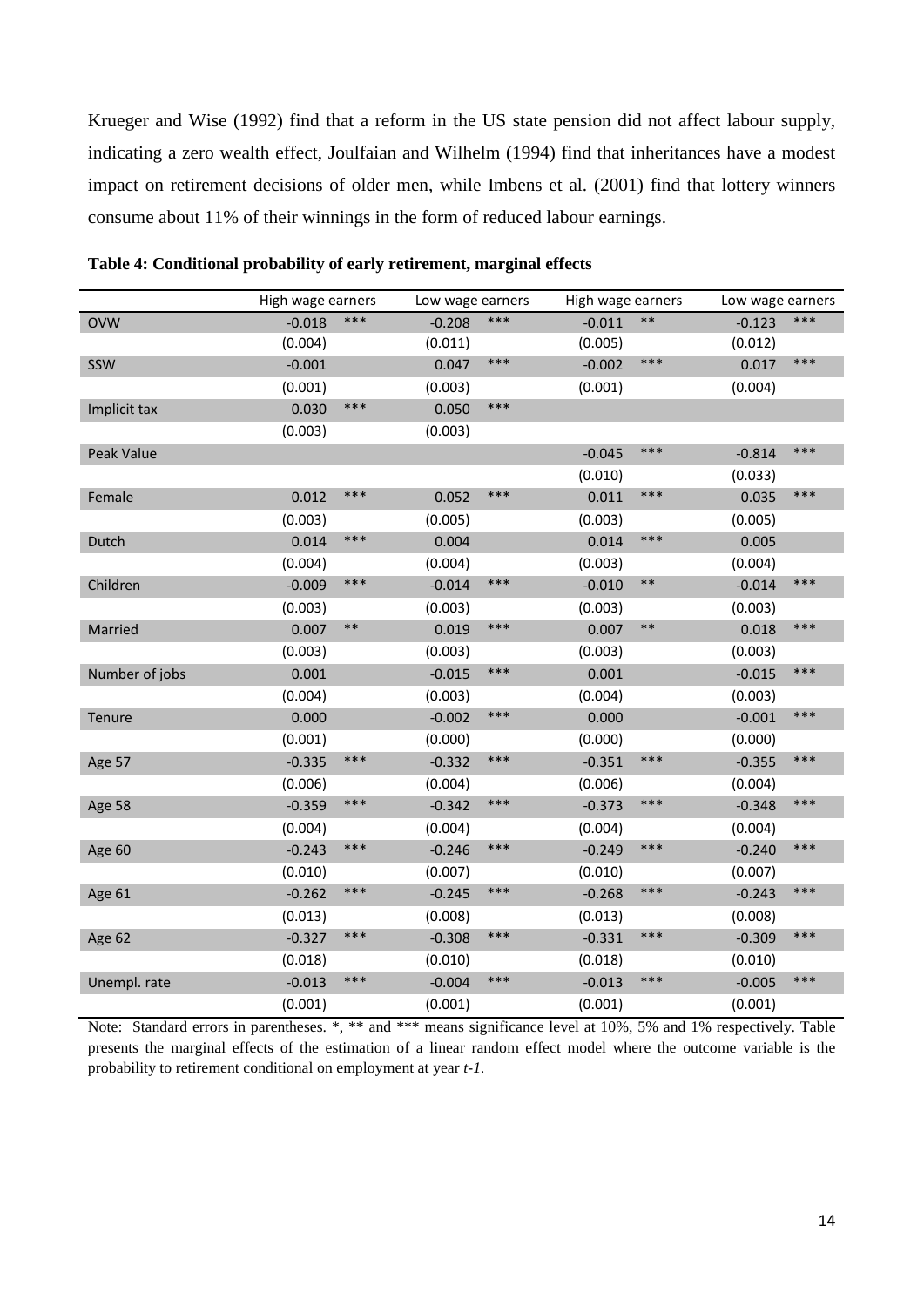Krueger and Wise (1992) find that a reform in the US state pension did not affect labour supply, indicating a zero wealth effect, Joulfaian and Wilhelm (1994) find that inheritances have a modest impact on retirement decisions of older men, while Imbens et al. (2001) find that lottery winners consume about 11% of their winnings in the form of reduced labour earnings.

**Table 4: Conditional probability of early retirement, marginal effects**

| | High wage earners | | Low wage earners | | High wage earners | | Low wage earners | |
|---|---|---|---|---|---|---|---|---|
| OVW | -0.018 | *** | -0.208 | *** | -0.011 | ** | -0.123 | *** |
| | (0.004) | | (0.011) | | (0.005) | | (0.012) | |
| SSW | -0.001 | | 0.047 | *** | -0.002 | *** | 0.017 | *** |
| | (0.001) | | (0.003) | | (0.001) | | (0.004) | |
| Implicit tax | 0.030 | *** | 0.050 | *** | | | | |
| | (0.003) | | (0.003) | | | | | |
| Peak Value | | | | | -0.045 | *** | -0.814 | *** |
| | | | | | (0.010) | | (0.033) | |
| Female | 0.012 | *** | 0.052 | *** | 0.011 | *** | 0.035 | *** |
| | (0.003) | | (0.005) | | (0.003) | | (0.005) | |
| Dutch | 0.014 | *** | 0.004 | | 0.014 | *** | 0.005 | |
| | (0.004) | | (0.004) | | (0.003) | | (0.004) | |
| Children | -0.009 | *** | -0.014 | *** | -0.010 | ** | -0.014 | *** |
| | (0.003) | | (0.003) | | (0.003) | | (0.003) | |
| Married | 0.007 | ** | 0.019 | *** | 0.007 | ** | 0.018 | *** |
| | (0.003) | | (0.003) | | (0.003) | | (0.003) | |
| Number of jobs | 0.001 | | -0.015 | *** | 0.001 | | -0.015 | *** |
| | (0.004) | | (0.003) | | (0.004) | | (0.003) | |
| Tenure | 0.000 | | -0.002 | *** | 0.000 | | -0.001 | *** |
| | (0.001) | | (0.000) | | (0.000) | | (0.000) | |
| Age 57 | -0.335 | *** | -0.332 | *** | -0.351 | *** | -0.355 | *** |
| | (0.006) | | (0.004) | | (0.006) | | (0.004) | |
| Age 58 | -0.359 | *** | -0.342 | *** | -0.373 | *** | -0.348 | *** |
| | (0.004) | | (0.004) | | (0.004) | | (0.004) | |
| Age 60 | -0.243 | *** | -0.246 | *** | -0.249 | *** | -0.240 | *** |
| | (0.010) | | (0.007) | | (0.010) | | (0.007) | |
| Age 61 | -0.262 | *** | -0.245 | *** | -0.268 | *** | -0.243 | *** |
| | (0.013) | | (0.008) | | (0.013) | | (0.008) | |
| Age 62 | -0.327 | *** | -0.308 | *** | -0.331 | *** | -0.309 | *** |
| | (0.018) | | (0.010) | | (0.018) | | (0.010) | |
| Unempl. rate | -0.013 | *** | -0.004 | *** | -0.013 | *** | -0.005 | *** |
| | (0.001) | | (0.001) | | (0.001) | | (0.001) | |

Note: Standard errors in parentheses. *, ** and *** means significance level at 10%, 5% and 1% respectively. Table presents the marginal effects of the estimation of a linear random effect model where the outcome variable is the probability to retirement conditional on employment at year *t-1*.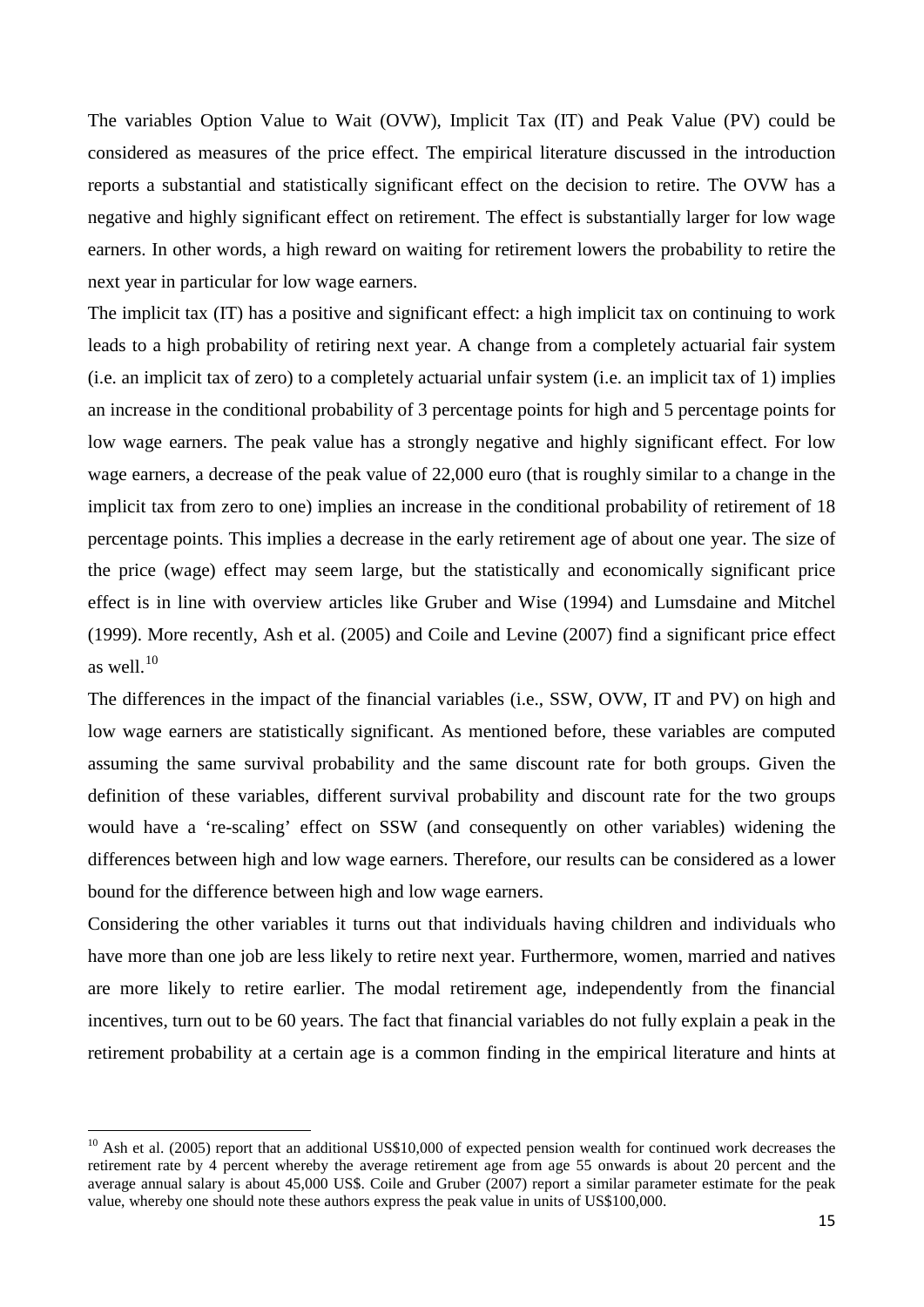The variables Option Value to Wait (OVW), Implicit Tax (IT) and Peak Value (PV) could be considered as measures of the price effect. The empirical literature discussed in the introduction reports a substantial and statistically significant effect on the decision to retire. The OVW has a negative and highly significant effect on retirement. The effect is substantially larger for low wage earners. In other words, a high reward on waiting for retirement lowers the probability to retire the next year in particular for low wage earners.

The implicit tax (IT) has a positive and significant effect: a high implicit tax on continuing to work leads to a high probability of retiring next year. A change from a completely actuarial fair system (i.e. an implicit tax of zero) to a completely actuarial unfair system (i.e. an implicit tax of 1) implies an increase in the conditional probability of 3 percentage points for high and 5 percentage points for low wage earners. The peak value has a strongly negative and highly significant effect. For low wage earners, a decrease of the peak value of 22,000 euro (that is roughly similar to a change in the implicit tax from zero to one) implies an increase in the conditional probability of retirement of 18 percentage points. This implies a decrease in the early retirement age of about one year. The size of the price (wage) effect may seem large, but the statistically and economically significant price effect is in line with overview articles like Gruber and Wise (1994) and Lumsdaine and Mitchel (1999). More recently, Ash et al. (2005) and Coile and Levine (2007) find a significant price effect as well.[10]

The differences in the impact of the financial variables (i.e., SSW, OVW, IT and PV) on high and low wage earners are statistically significant. As mentioned before, these variables are computed assuming the same survival probability and the same discount rate for both groups. Given the definition of these variables, different survival probability and discount rate for the two groups would have a 're-scaling' effect on SSW (and consequently on other variables) widening the differences between high and low wage earners. Therefore, our results can be considered as a lower bound for the difference between high and low wage earners.

Considering the other variables it turns out that individuals having children and individuals who have more than one job are less likely to retire next year. Furthermore, women, married and natives are more likely to retire earlier. The modal retirement age, independently from the financial incentives, turn out to be 60 years. The fact that financial variables do not fully explain a peak in the retirement probability at a certain age is a common finding in the empirical literature and hints at

[10] Ash et al. (2005) report that an additional US$10,000 of expected pension wealth for continued work decreases the retirement rate by 4 percent whereby the average retirement age from age 55 onwards is about 20 percent and the average annual salary is about 45,000 US$. Coile and Gruber (2007) report a similar parameter estimate for the peak value, whereby one should note these authors express the peak value in units of US$100,000.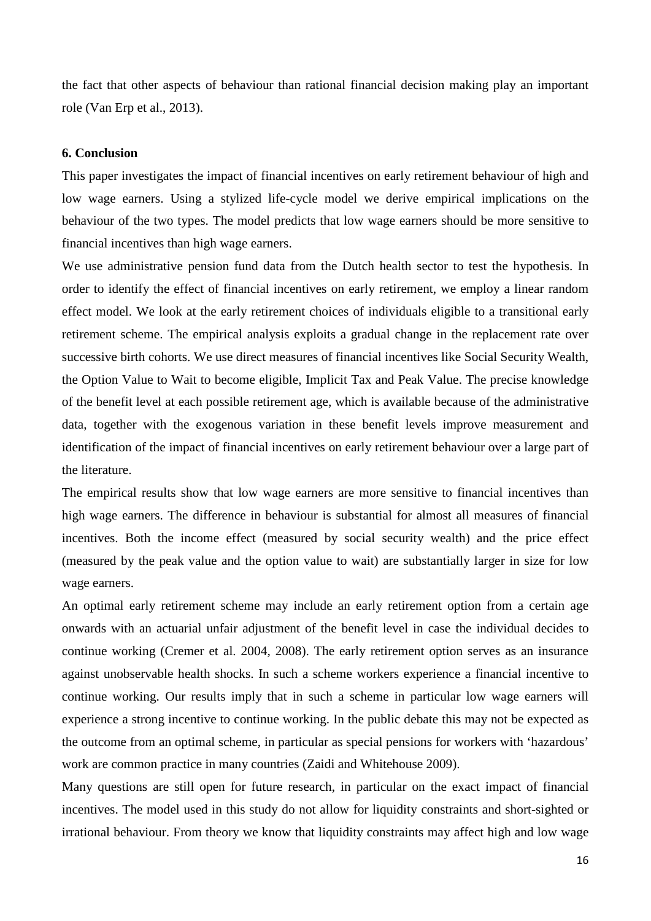the fact that other aspects of behaviour than rational financial decision making play an important role (Van Erp et al., 2013).

**6. Conclusion**

This paper investigates the impact of financial incentives on early retirement behaviour of high and low wage earners. Using a stylized life-cycle model we derive empirical implications on the behaviour of the two types. The model predicts that low wage earners should be more sensitive to financial incentives than high wage earners.

We use administrative pension fund data from the Dutch health sector to test the hypothesis. In order to identify the effect of financial incentives on early retirement, we employ a linear random effect model. We look at the early retirement choices of individuals eligible to a transitional early retirement scheme. The empirical analysis exploits a gradual change in the replacement rate over successive birth cohorts. We use direct measures of financial incentives like Social Security Wealth, the Option Value to Wait to become eligible, Implicit Tax and Peak Value. The precise knowledge of the benefit level at each possible retirement age, which is available because of the administrative data, together with the exogenous variation in these benefit levels improve measurement and identification of the impact of financial incentives on early retirement behaviour over a large part of the literature.

The empirical results show that low wage earners are more sensitive to financial incentives than high wage earners. The difference in behaviour is substantial for almost all measures of financial incentives. Both the income effect (measured by social security wealth) and the price effect (measured by the peak value and the option value to wait) are substantially larger in size for low wage earners.

An optimal early retirement scheme may include an early retirement option from a certain age onwards with an actuarial unfair adjustment of the benefit level in case the individual decides to continue working (Cremer et al. 2004, 2008). The early retirement option serves as an insurance against unobservable health shocks. In such a scheme workers experience a financial incentive to continue working. Our results imply that in such a scheme in particular low wage earners will experience a strong incentive to continue working. In the public debate this may not be expected as the outcome from an optimal scheme, in particular as special pensions for workers with 'hazardous' work are common practice in many countries (Zaidi and Whitehouse 2009).

Many questions are still open for future research, in particular on the exact impact of financial incentives. The model used in this study do not allow for liquidity constraints and short-sighted or irrational behaviour. From theory we know that liquidity constraints may affect high and low wage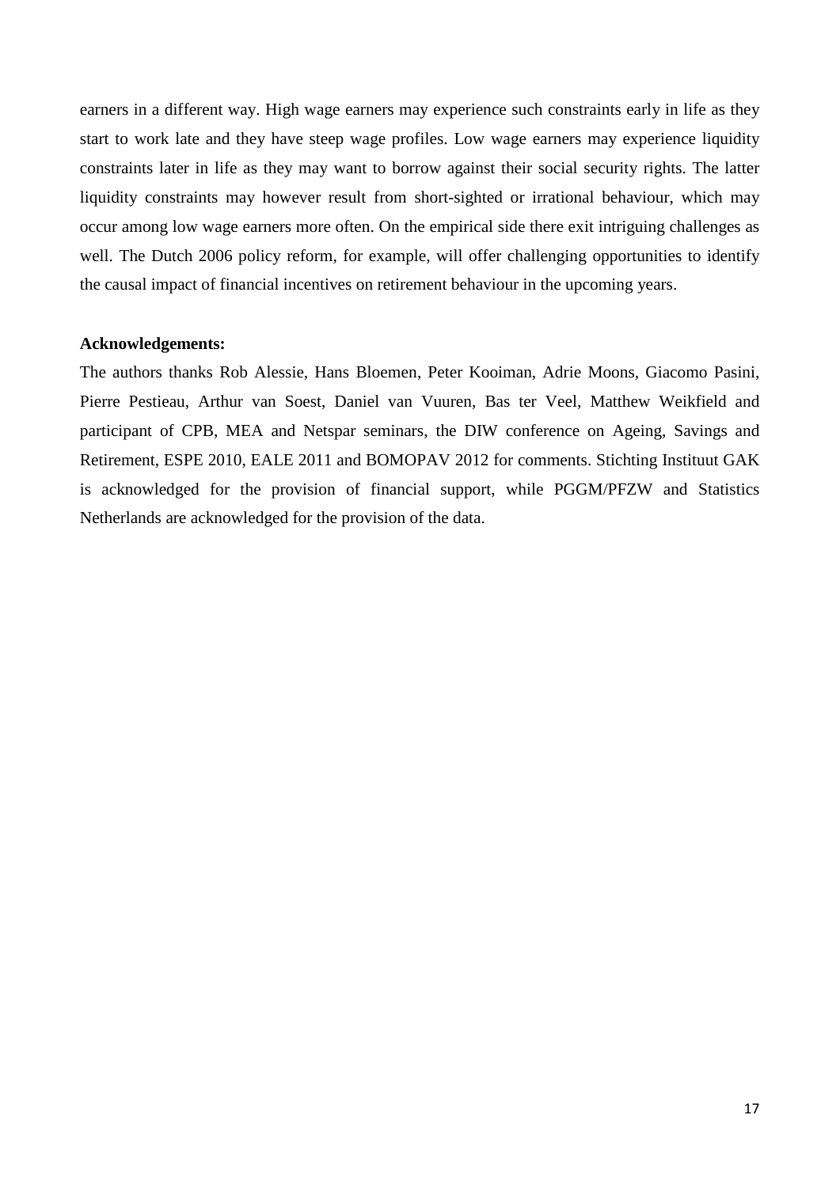earners in a different way. High wage earners may experience such constraints early in life as they start to work late and they have steep wage profiles. Low wage earners may experience liquidity constraints later in life as they may want to borrow against their social security rights. The latter liquidity constraints may however result from short-sighted or irrational behaviour, which may occur among low wage earners more often. On the empirical side there exit intriguing challenges as well. The Dutch 2006 policy reform, for example, will offer challenging opportunities to identify the causal impact of financial incentives on retirement behaviour in the upcoming years.

**Acknowledgements:**

The authors thanks Rob Alessie, Hans Bloemen, Peter Kooiman, Adrie Moons, Giacomo Pasini, Pierre Pestieau, Arthur van Soest, Daniel van Vuuren, Bas ter Veel, Matthew Weikfield and participant of CPB, MEA and Netspar seminars, the DIW conference on Ageing, Savings and Retirement, ESPE 2010, EALE 2011 and BOMOPAV 2012 for comments. Stichting Instituut GAK is acknowledged for the provision of financial support, while PGGM/PFZW and Statistics Netherlands are acknowledged for the provision of the data.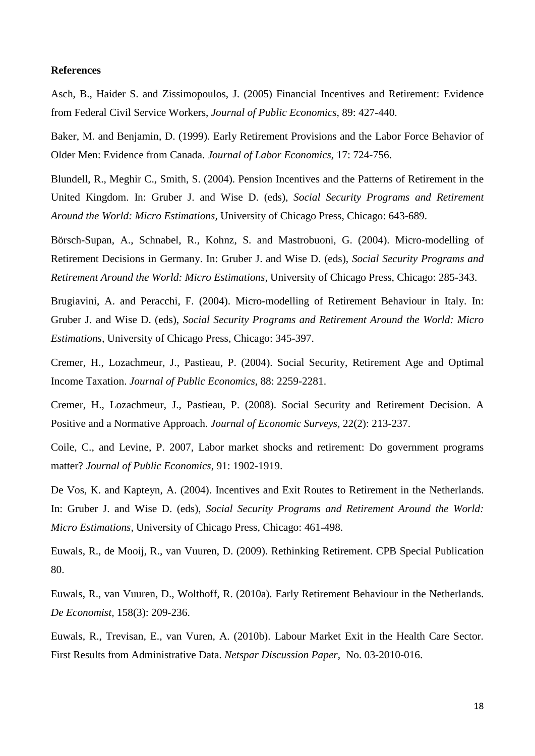**References**

Asch, B., Haider S. and Zissimopoulos, J. (2005) Financial Incentives and Retirement: Evidence from Federal Civil Service Workers, *Journal of Public Economics*, 89: 427-440.

Baker, M. and Benjamin, D. (1999). Early Retirement Provisions and the Labor Force Behavior of Older Men: Evidence from Canada. *Journal of Labor Economics*, 17: 724-756.

Blundell, R., Meghir C., Smith, S. (2004). Pension Incentives and the Patterns of Retirement in the United Kingdom. In: Gruber J. and Wise D. (eds), *Social Security Programs and Retirement Around the World: Micro Estimations*, University of Chicago Press, Chicago: 643-689.

Börsch-Supan, A., Schnabel, R., Kohnz, S. and Mastrobuoni, G. (2004). Micro-modelling of Retirement Decisions in Germany. In: Gruber J. and Wise D. (eds), *Social Security Programs and Retirement Around the World: Micro Estimations*, University of Chicago Press, Chicago: 285-343.

Brugiavini, A. and Peracchi, F. (2004). Micro-modelling of Retirement Behaviour in Italy. In: Gruber J. and Wise D. (eds), *Social Security Programs and Retirement Around the World: Micro Estimations*, University of Chicago Press, Chicago: 345-397.

Cremer, H., Lozachmeur, J., Pastieau, P. (2004). Social Security, Retirement Age and Optimal Income Taxation. *Journal of Public Economics*, 88: 2259-2281.

Cremer, H., Lozachmeur, J., Pastieau, P. (2008). Social Security and Retirement Decision. A Positive and a Normative Approach. *Journal of Economic Surveys*, 22(2): 213-237.

Coile, C., and Levine, P. 2007, Labor market shocks and retirement: Do government programs matter? *Journal of Public Economics*, 91: 1902-1919.

De Vos, K. and Kapteyn, A. (2004). Incentives and Exit Routes to Retirement in the Netherlands. In: Gruber J. and Wise D. (eds), *Social Security Programs and Retirement Around the World: Micro Estimations*, University of Chicago Press, Chicago: 461-498.

Euwals, R., de Mooij, R., van Vuuren, D. (2009). Rethinking Retirement. CPB Special Publication 80.

Euwals, R., van Vuuren, D., Wolthoff, R. (2010a). Early Retirement Behaviour in the Netherlands. *De Economist*, 158(3): 209-236.

Euwals, R., Trevisan, E., van Vuren, A. (2010b). Labour Market Exit in the Health Care Sector. First Results from Administrative Data. *Netspar Discussion Paper*, No. 03-2010-016.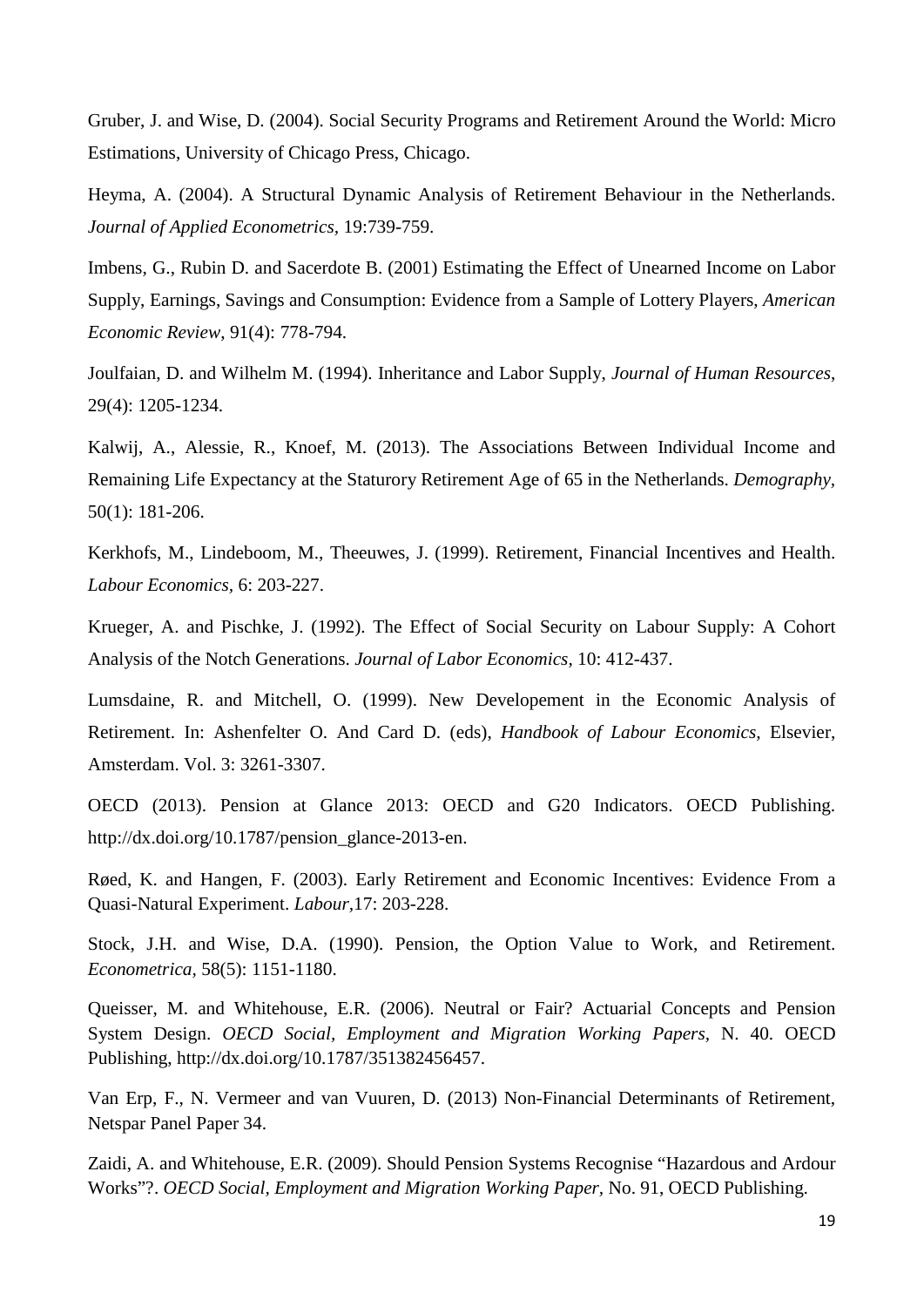Gruber, J. and Wise, D. (2004). Social Security Programs and Retirement Around the World: Micro Estimations, University of Chicago Press, Chicago.

Heyma, A. (2004). A Structural Dynamic Analysis of Retirement Behaviour in the Netherlands. *Journal of Applied Econometrics*, 19:739-759.

Imbens, G., Rubin D. and Sacerdote B. (2001) Estimating the Effect of Unearned Income on Labor Supply, Earnings, Savings and Consumption: Evidence from a Sample of Lottery Players, *American Economic Review*, 91(4): 778-794.

Joulfaian, D. and Wilhelm M. (1994). Inheritance and Labor Supply, *Journal of Human Resources*, 29(4): 1205-1234.

Kalwij, A., Alessie, R., Knoef, M. (2013). The Associations Between Individual Income and Remaining Life Expectancy at the Staturory Retirement Age of 65 in the Netherlands. *Demography*, 50(1): 181-206.

Kerkhofs, M., Lindeboom, M., Theeuwes, J. (1999). Retirement, Financial Incentives and Health. *Labour Economics,* 6: 203-227.

Krueger, A. and Pischke, J. (1992). The Effect of Social Security on Labour Supply: A Cohort Analysis of the Notch Generations. *Journal of Labor Economics*, 10: 412-437.

Lumsdaine, R. and Mitchell, O. (1999). New Developement in the Economic Analysis of Retirement. In: Ashenfelter O. And Card D. (eds), *Handbook of Labour Economics,* Elsevier, Amsterdam. Vol. 3: 3261-3307.

OECD (2013). Pension at Glance 2013: OECD and G20 Indicators. OECD Publishing. http://dx.doi.org/10.1787/pension_glance-2013-en.

Røed, K. and Hangen, F. (2003). Early Retirement and Economic Incentives: Evidence From a Quasi-Natural Experiment. *Labour*,17: 203-228.

Stock, J.H. and Wise, D.A. (1990). Pension, the Option Value to Work, and Retirement. *Econometrica,* 58(5): 1151-1180.

Queisser, M. and Whitehouse, E.R. (2006). Neutral or Fair? Actuarial Concepts and Pension System Design. *OECD Social, Employment and Migration Working Papers,* N. 40. OECD Publishing, http://dx.doi.org/10.1787/351382456457.

Van Erp, F., N. Vermeer and van Vuuren, D. (2013) Non-Financial Determinants of Retirement, Netspar Panel Paper 34.

Zaidi, A. and Whitehouse, E.R. (2009). Should Pension Systems Recognise "Hazardous and Ardour Works"?. *OECD Social, Employment and Migration Working Paper*, No. 91, OECD Publishing.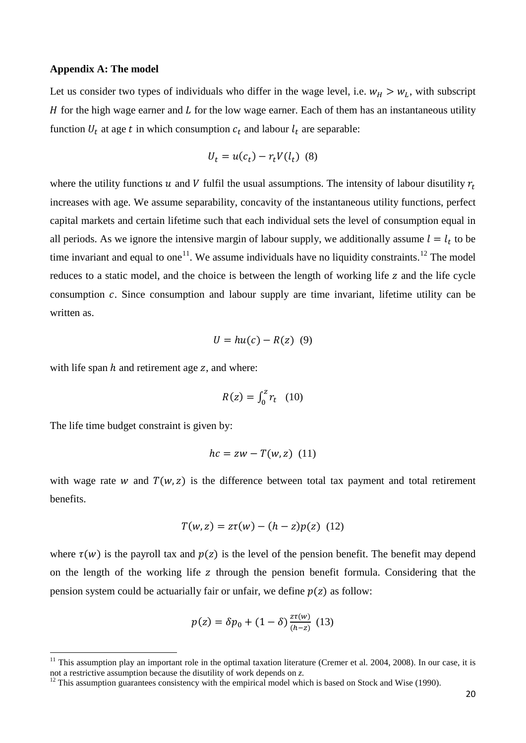**Appendix A: The model**

Let us consider two types of individuals who differ in the wage level, i.e. $w_H > w_L$, with subscript $H$ for the high wage earner and $L$ for the low wage earner. Each of them has an instantaneous utility function $U_t$ at age $t$ in which consumption $c_t$ and labour $l_t$ are separable:

$$U_t = u(c_t) - r_t V(l_t) \quad (8)$$

where the utility functions $u$ and $V$ fulfil the usual assumptions. The intensity of labour disutility $r_t$ increases with age. We assume separability, concavity of the instantaneous utility functions, perfect capital markets and certain lifetime such that each individual sets the level of consumption equal in all periods. As we ignore the intensive margin of labour supply, we additionally assume $l = l_t$ to be time invariant and equal to one[11]. We assume individuals have no liquidity constraints.[12] The model reduces to a static model, and the choice is between the length of working life $z$ and the life cycle consumption $c$. Since consumption and labour supply are time invariant, lifetime utility can be written as.

$$U = hu(c) - R(z) \quad (9)$$

with life span $h$ and retirement age $z$, and where:

$$R(z) = \int_0^z r_t \quad (10)$$

The life time budget constraint is given by:

$$hc = zw - T(w, z) \quad (11)$$

with wage rate $w$ and $T(w, z)$ is the difference between total tax payment and total retirement benefits.

$$T(w, z) = z\tau(w) - (h - z)p(z) \quad (12)$$

where $\tau(w)$ is the payroll tax and $p(z)$ is the level of the pension benefit. The benefit may depend on the length of the working life $z$ through the pension benefit formula. Considering that the pension system could be actuarially fair or unfair, we define $p(z)$ as follow:

$$p(z) = \delta p_0 + (1 - \delta)\frac{z\tau(w)}{(h - z)} \quad (13)$$

[11] This assumption play an important role in the optimal taxation literature (Cremer et al. 2004, 2008). In our case, it is not a restrictive assumption because the disutility of work depends on *z*.

[12] This assumption guarantees consistency with the empirical model which is based on Stock and Wise (1990).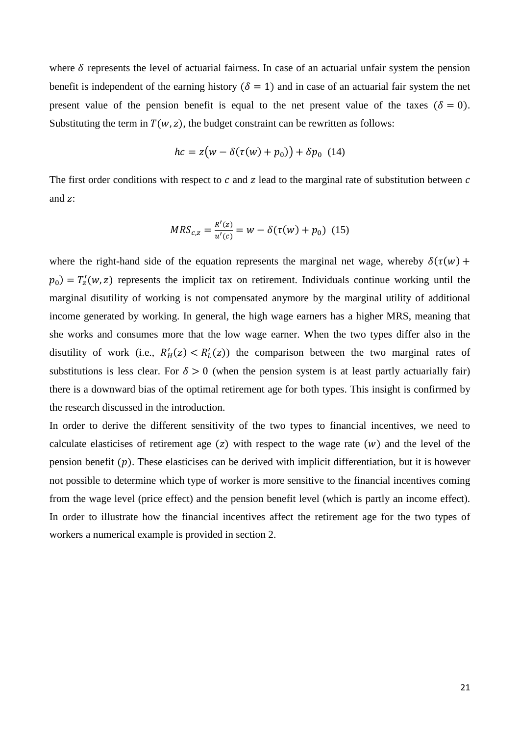where $\delta$ represents the level of actuarial fairness. In case of an actuarial unfair system the pension benefit is independent of the earning history ($\delta = 1$) and in case of an actuarial fair system the net present value of the pension benefit is equal to the net present value of the taxes ($\delta = 0$). Substituting the term in $T(w, z)$, the budget constraint can be rewritten as follows:

$$hc = z\big(w - \delta(\tau(w) + p_0)\big) + \delta p_0 \quad (14)$$

The first order conditions with respect to $c$ and $z$ lead to the marginal rate of substitution between $c$ and $z$:

$$MRS_{c,z} = \frac{R'(z)}{u'(c)} = w - \delta(\tau(w) + p_0) \quad (15)$$

where the right-hand side of the equation represents the marginal net wage, whereby $\delta(\tau(w) + p_0) = T'_z(w, z)$ represents the implicit tax on retirement. Individuals continue working until the marginal disutility of working is not compensated anymore by the marginal utility of additional income generated by working. In general, the high wage earners has a higher MRS, meaning that she works and consumes more that the low wage earner. When the two types differ also in the disutility of work (i.e., $R'_H(z) < R'_L(z)$) the comparison between the two marginal rates of substitutions is less clear. For $\delta > 0$ (when the pension system is at least partly actuarially fair) there is a downward bias of the optimal retirement age for both types. This insight is confirmed by the research discussed in the introduction.

In order to derive the different sensitivity of the two types to financial incentives, we need to calculate elasticises of retirement age ($z$) with respect to the wage rate ($w$) and the level of the pension benefit ($p$). These elasticises can be derived with implicit differentiation, but it is however not possible to determine which type of worker is more sensitive to the financial incentives coming from the wage level (price effect) and the pension benefit level (which is partly an income effect). In order to illustrate how the financial incentives affect the retirement age for the two types of workers a numerical example is provided in section 2.